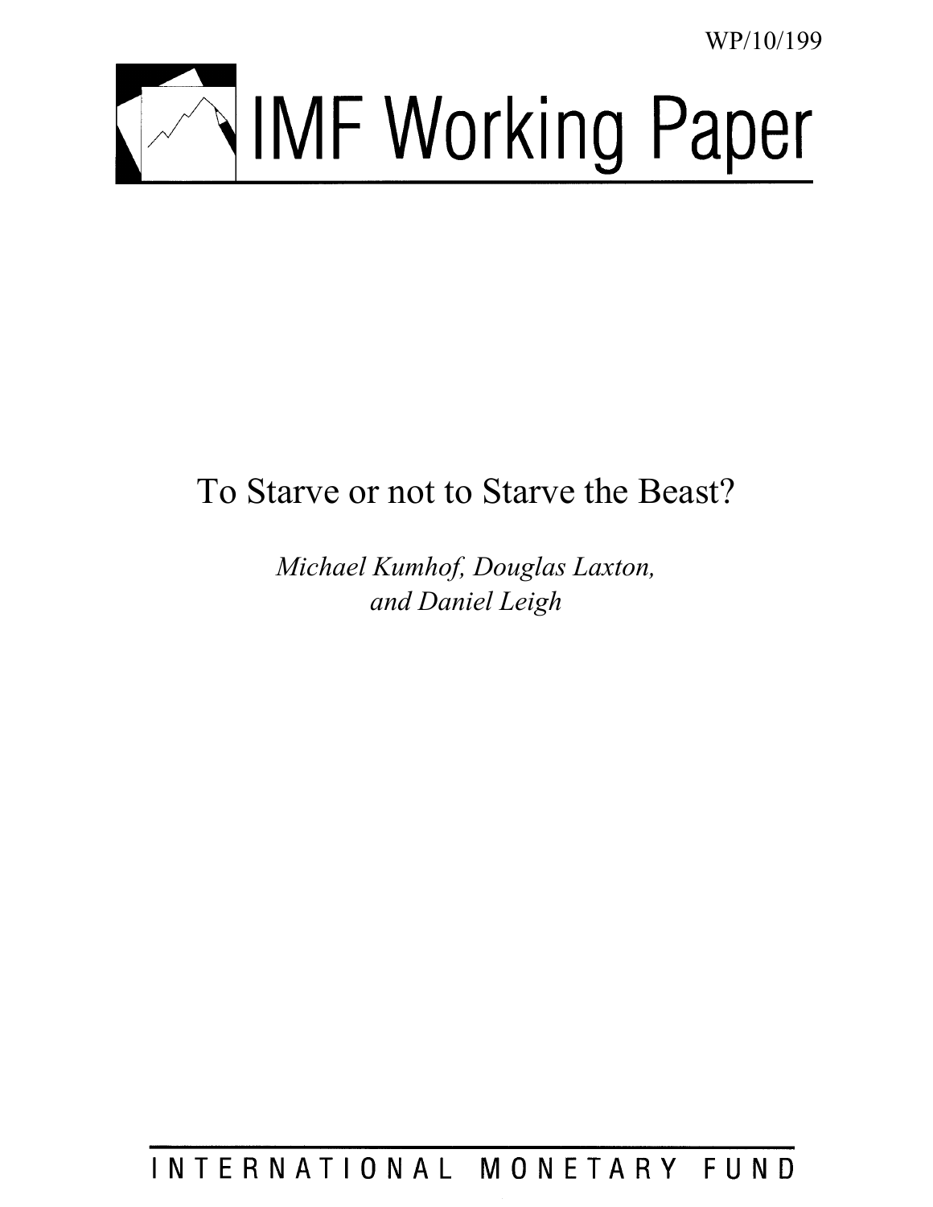WP/10/199

# IMF Working Paper

## To Starve or not to Starve the Beast?

*Michael Kumhof, Douglas Laxton, and Daniel Leigh*

INTERNATIONAL MONETARY FUND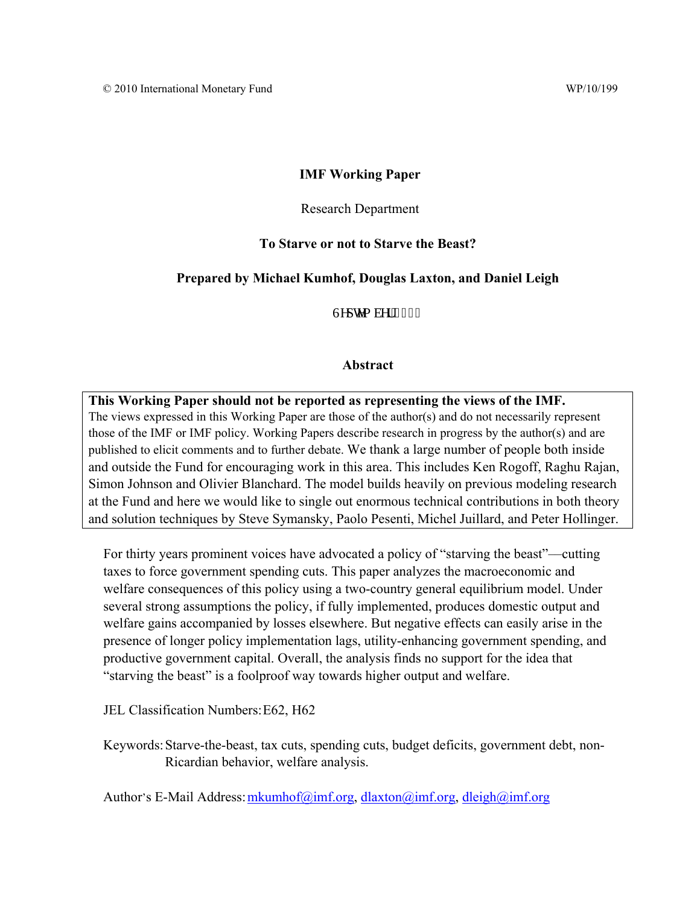© 2010 International Monetary Fund WP/10/199

**IMF Working Paper**

Research Department

**To Starve or not to Starve the Beast?**

**Prepared by Michael Kumhof, Douglas Laxton, and Daniel Leigh**

September 2010

**Abstract**

**This Working Paper should not be reported as representing the views of the IMF.**
The views expressed in this Working Paper are those of the author(s) and do not necessarily represent those of the IMF or IMF policy. Working Papers describe research in progress by the author(s) and are published to elicit comments and to further debate. We thank a large number of people both inside and outside the Fund for encouraging work in this area. This includes Ken Rogoff, Raghu Rajan, Simon Johnson and Olivier Blanchard. The model builds heavily on previous modeling research at the Fund and here we would like to single out enormous technical contributions in both theory and solution techniques by Steve Symansky, Paolo Pesenti, Michel Juillard, and Peter Hollinger.

For thirty years prominent voices have advocated a policy of "starving the beast"—cutting taxes to force government spending cuts. This paper analyzes the macroeconomic and welfare consequences of this policy using a two-country general equilibrium model. Under several strong assumptions the policy, if fully implemented, produces domestic output and welfare gains accompanied by losses elsewhere. But negative effects can easily arise in the presence of longer policy implementation lags, utility-enhancing government spending, and productive government capital. Overall, the analysis finds no support for the idea that "starving the beast" is a foolproof way towards higher output and welfare.

JEL Classification Numbers: E62, H62

Keywords: Starve-the-beast, tax cuts, spending cuts, budget deficits, government debt, non-Ricardian behavior, welfare analysis.

Author's E-Mail Address: mkumhof@imf.org, dlaxton@imf.org, dleigh@imf.org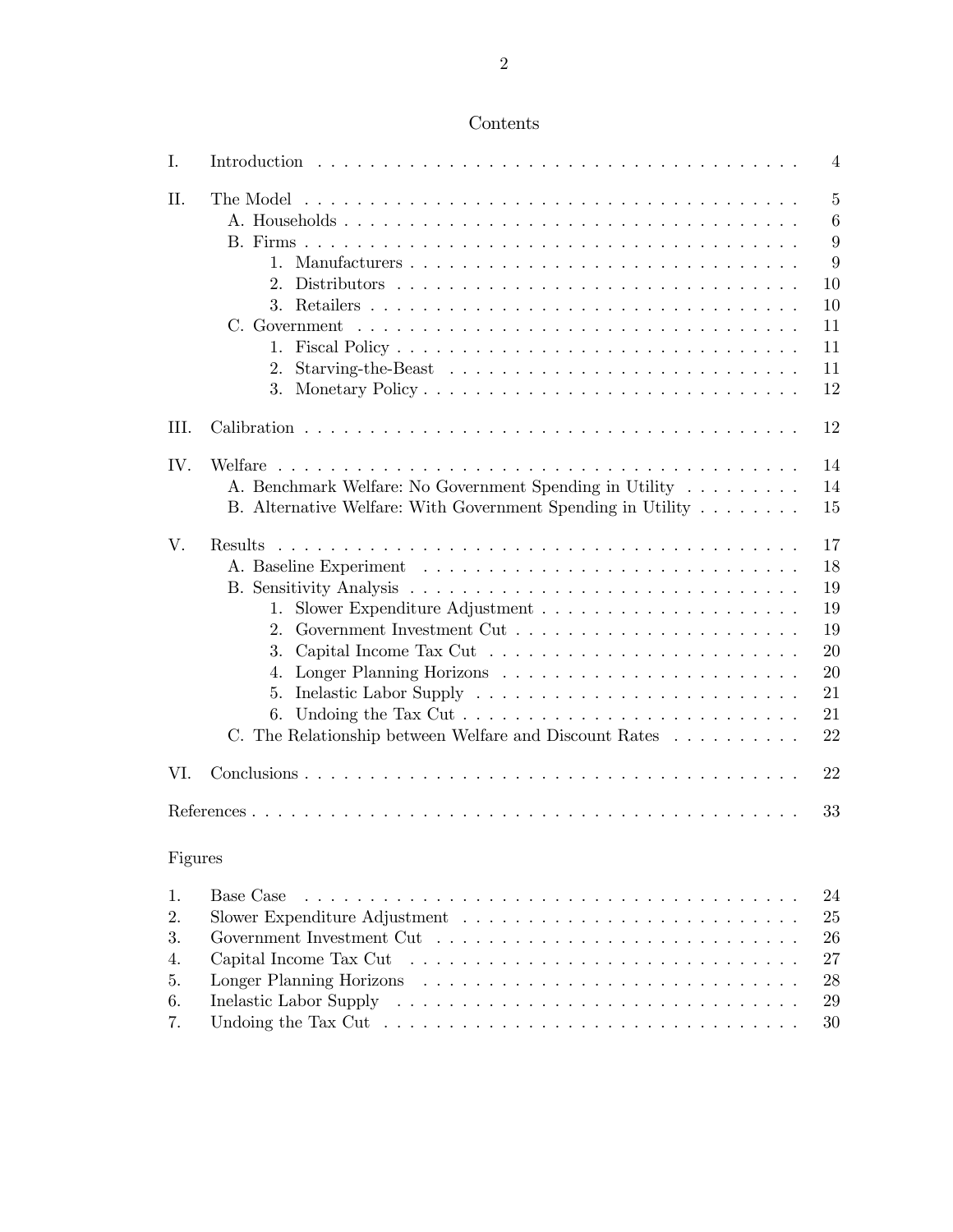# Contents

| | | |
|---|---|---|
| I. | Introduction | 4 |
| II. | The Model | 5 |
| | A. Households | 6 |
| | B. Firms | 9 |
| | 1. Manufacturers | 9 |
| | 2. Distributors | 10 |
| | 3. Retailers | 10 |
| | C. Government | 11 |
| | 1. Fiscal Policy | 11 |
| | 2. Starving-the-Beast | 11 |
| | 3. Monetary Policy | 12 |
| III. | Calibration | 12 |
| IV. | Welfare | 14 |
| | A. Benchmark Welfare: No Government Spending in Utility | 14 |
| | B. Alternative Welfare: With Government Spending in Utility | 15 |
| V. | Results | 17 |
| | A. Baseline Experiment | 18 |
| | B. Sensitivity Analysis | 19 |
| | 1. Slower Expenditure Adjustment | 19 |
| | 2. Government Investment Cut | 19 |
| | 3. Capital Income Tax Cut | 20 |
| | 4. Longer Planning Horizons | 20 |
| | 5. Inelastic Labor Supply | 21 |
| | 6. Undoing the Tax Cut | 21 |
| | C. The Relationship between Welfare and Discount Rates | 22 |
| VI. | Conclusions | 22 |
| | References | 33 |

## Figures

| | | |
|---|---|---|
| 1. | Base Case | 24 |
| 2. | Slower Expenditure Adjustment | 25 |
| 3. | Government Investment Cut | 26 |
| 4. | Capital Income Tax Cut | 27 |
| 5. | Longer Planning Horizons | 28 |
| 6. | Inelastic Labor Supply | 29 |
| 7. | Undoing the Tax Cut | 30 |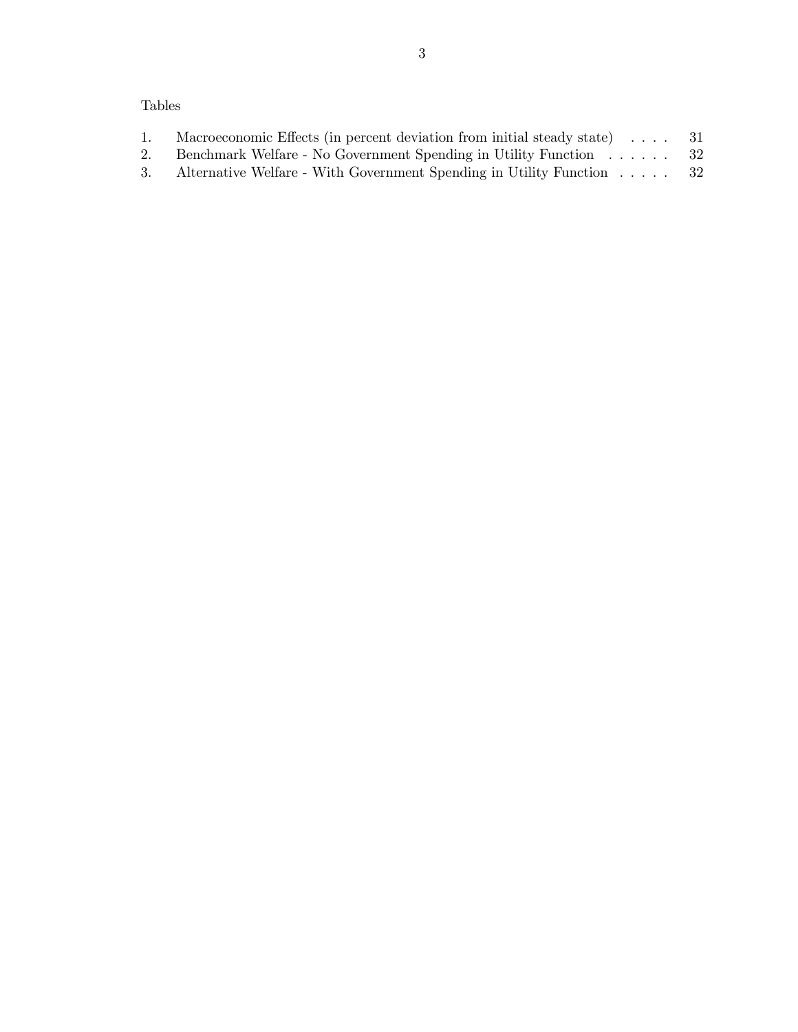Tables

1. Macroeconomic Effects (in percent deviation from initial steady state) . . . . 31
2. Benchmark Welfare - No Government Spending in Utility Function . . . . . . 32
3. Alternative Welfare - With Government Spending in Utility Function . . . . . 32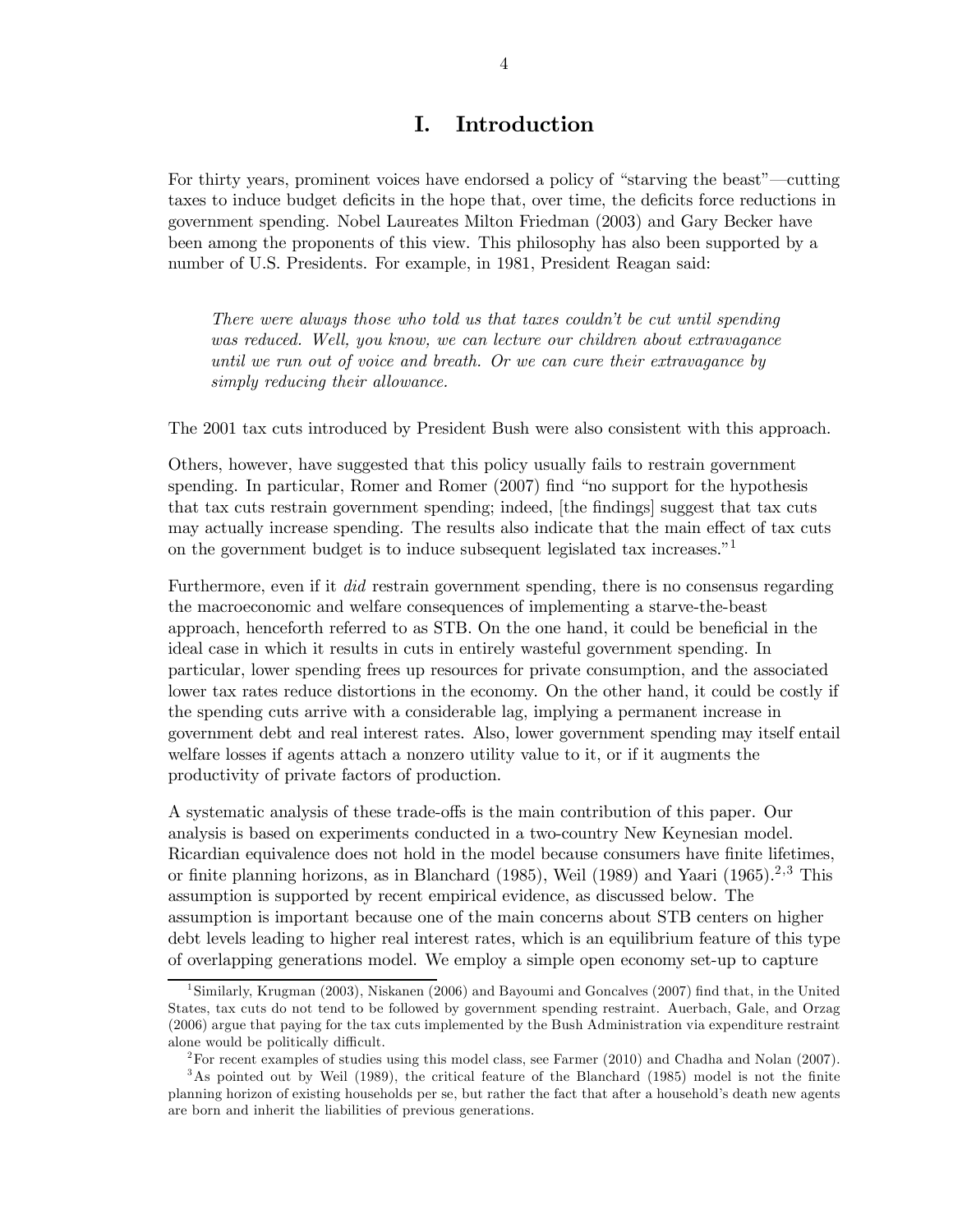# I. Introduction

For thirty years, prominent voices have endorsed a policy of "starving the beast"—cutting taxes to induce budget deficits in the hope that, over time, the deficits force reductions in government spending. Nobel Laureates Milton Friedman (2003) and Gary Becker have been among the proponents of this view. This philosophy has also been supported by a number of U.S. Presidents. For example, in 1981, President Reagan said:

> *There were always those who told us that taxes couldn't be cut until spending was reduced. Well, you know, we can lecture our children about extravagance until we run out of voice and breath. Or we can cure their extravagance by simply reducing their allowance.*

The 2001 tax cuts introduced by President Bush were also consistent with this approach.

Others, however, have suggested that this policy usually fails to restrain government spending. In particular, Romer and Romer (2007) find "no support for the hypothesis that tax cuts restrain government spending; indeed, [the findings] suggest that tax cuts may actually increase spending. The results also indicate that the main effect of tax cuts on the government budget is to induce subsequent legislated tax increases."[1]

Furthermore, even if it *did* restrain government spending, there is no consensus regarding the macroeconomic and welfare consequences of implementing a starve-the-beast approach, henceforth referred to as STB. On the one hand, it could be beneficial in the ideal case in which it results in cuts in entirely wasteful government spending. In particular, lower spending frees up resources for private consumption, and the associated lower tax rates reduce distortions in the economy. On the other hand, it could be costly if the spending cuts arrive with a considerable lag, implying a permanent increase in government debt and real interest rates. Also, lower government spending may itself entail welfare losses if agents attach a nonzero utility value to it, or if it augments the productivity of private factors of production.

A systematic analysis of these trade-offs is the main contribution of this paper. Our analysis is based on experiments conducted in a two-country New Keynesian model. Ricardian equivalence does not hold in the model because consumers have finite lifetimes, or finite planning horizons, as in Blanchard (1985), Weil (1989) and Yaari (1965).[2,3] This assumption is supported by recent empirical evidence, as discussed below. The assumption is important because one of the main concerns about STB centers on higher debt levels leading to higher real interest rates, which is an equilibrium feature of this type of overlapping generations model. We employ a simple open economy set-up to capture

[1] Similarly, Krugman (2003), Niskanen (2006) and Bayoumi and Goncalves (2007) find that, in the United States, tax cuts do not tend to be followed by government spending restraint. Auerbach, Gale, and Orzag (2006) argue that paying for the tax cuts implemented by the Bush Administration via expenditure restraint alone would be politically difficult.

[2] For recent examples of studies using this model class, see Farmer (2010) and Chadha and Nolan (2007).

[3] As pointed out by Weil (1989), the critical feature of the Blanchard (1985) model is not the finite planning horizon of existing households per se, but rather the fact that after a household's death new agents are born and inherit the liabilities of previous generations.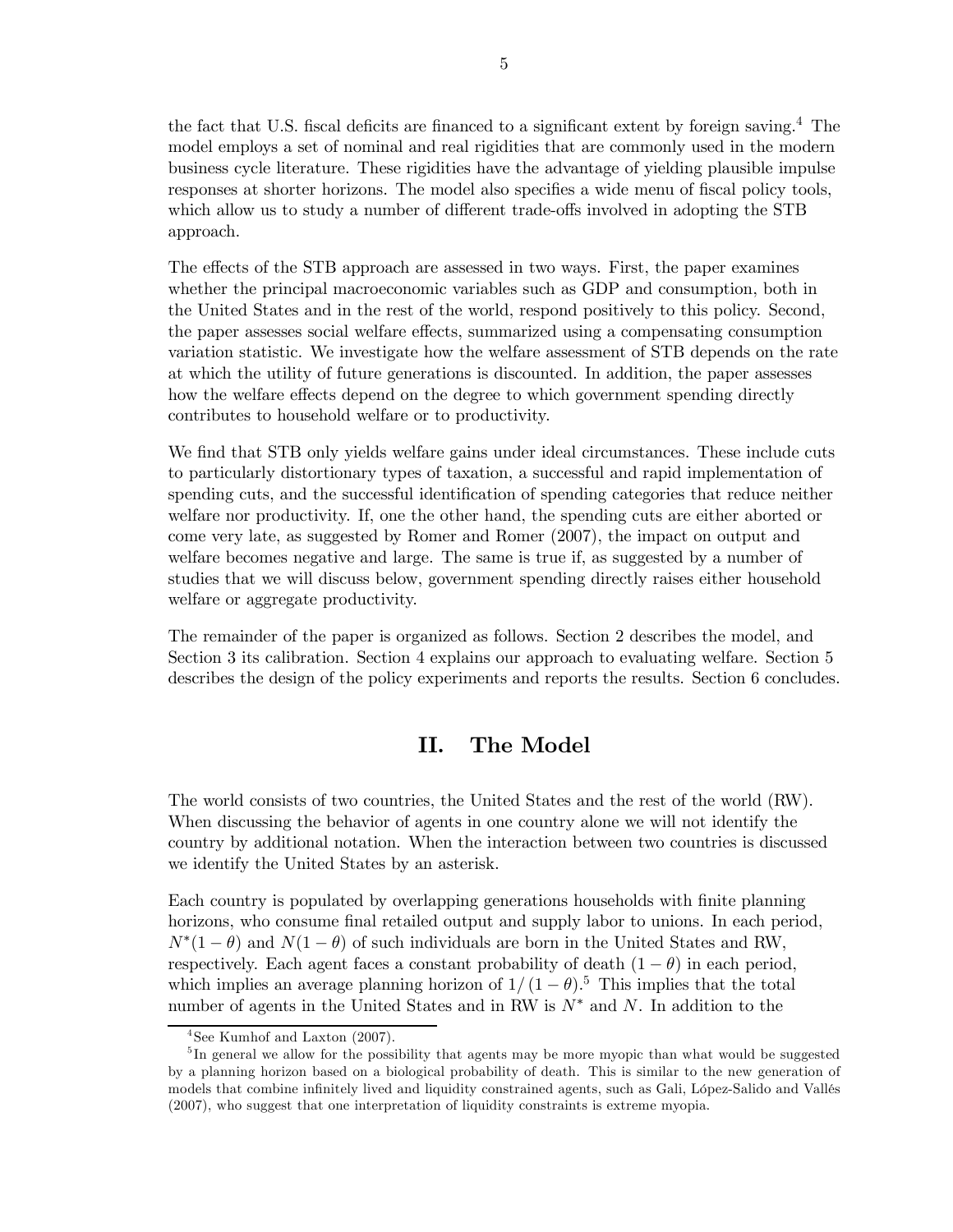the fact that U.S. fiscal deficits are financed to a significant extent by foreign saving.[4] The model employs a set of nominal and real rigidities that are commonly used in the modern business cycle literature. These rigidities have the advantage of yielding plausible impulse responses at shorter horizons. The model also specifies a wide menu of fiscal policy tools, which allow us to study a number of different trade-offs involved in adopting the STB approach.

The effects of the STB approach are assessed in two ways. First, the paper examines whether the principal macroeconomic variables such as GDP and consumption, both in the United States and in the rest of the world, respond positively to this policy. Second, the paper assesses social welfare effects, summarized using a compensating consumption variation statistic. We investigate how the welfare assessment of STB depends on the rate at which the utility of future generations is discounted. In addition, the paper assesses how the welfare effects depend on the degree to which government spending directly contributes to household welfare or to productivity.

We find that STB only yields welfare gains under ideal circumstances. These include cuts to particularly distortionary types of taxation, a successful and rapid implementation of spending cuts, and the successful identification of spending categories that reduce neither welfare nor productivity. If, one the other hand, the spending cuts are either aborted or come very late, as suggested by Romer and Romer (2007), the impact on output and welfare becomes negative and large. The same is true if, as suggested by a number of studies that we will discuss below, government spending directly raises either household welfare or aggregate productivity.

The remainder of the paper is organized as follows. Section 2 describes the model, and Section 3 its calibration. Section 4 explains our approach to evaluating welfare. Section 5 describes the design of the policy experiments and reports the results. Section 6 concludes.

# II. The Model

The world consists of two countries, the United States and the rest of the world (RW). When discussing the behavior of agents in one country alone we will not identify the country by additional notation. When the interaction between two countries is discussed we identify the United States by an asterisk.

Each country is populated by overlapping generations households with finite planning horizons, who consume final retailed output and supply labor to unions. In each period, $N^*(1-\theta)$ and $N(1-\theta)$ of such individuals are born in the United States and RW, respectively. Each agent faces a constant probability of death $(1-\theta)$ in each period, which implies an average planning horizon of $1/(1-\theta)$.[5] This implies that the total number of agents in the United States and in RW is $N^*$ and $N$. In addition to the

[4] See Kumhof and Laxton (2007).

[5] In general we allow for the possibility that agents may be more myopic than what would be suggested by a planning horizon based on a biological probability of death. This is similar to the new generation of models that combine infinitely lived and liquidity constrained agents, such as Gali, López-Salido and Vallés (2007), who suggest that one interpretation of liquidity constraints is extreme myopia.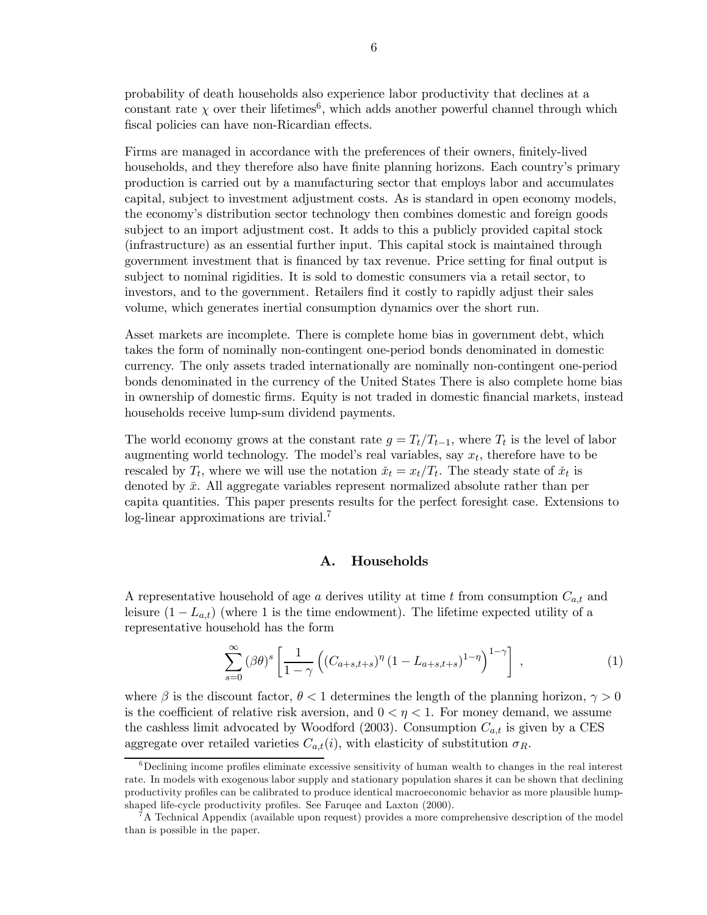probability of death households also experience labor productivity that declines at a constant rate $\chi$ over their lifetimes[6], which adds another powerful channel through which fiscal policies can have non-Ricardian effects.

Firms are managed in accordance with the preferences of their owners, finitely-lived households, and they therefore also have finite planning horizons. Each country's primary production is carried out by a manufacturing sector that employs labor and accumulates capital, subject to investment adjustment costs. As is standard in open economy models, the economy's distribution sector technology then combines domestic and foreign goods subject to an import adjustment cost. It adds to this a publicly provided capital stock (infrastructure) as an essential further input. This capital stock is maintained through government investment that is financed by tax revenue. Price setting for final output is subject to nominal rigidities. It is sold to domestic consumers via a retail sector, to investors, and to the government. Retailers find it costly to rapidly adjust their sales volume, which generates inertial consumption dynamics over the short run.

Asset markets are incomplete. There is complete home bias in government debt, which takes the form of nominally non-contingent one-period bonds denominated in domestic currency. The only assets traded internationally are nominally non-contingent one-period bonds denominated in the currency of the United States There is also complete home bias in ownership of domestic firms. Equity is not traded in domestic financial markets, instead households receive lump-sum dividend payments.

The world economy grows at the constant rate $g = T_t/T_{t-1}$, where $T_t$ is the level of labor augmenting world technology. The model's real variables, say $x_t$, therefore have to be rescaled by $T_t$, where we will use the notation $\check{x}_t = x_t/T_t$. The steady state of $\check{x}_t$ is denoted by $\bar{x}$. All aggregate variables represent normalized absolute rather than per capita quantities. This paper presents results for the perfect foresight case. Extensions to log-linear approximations are trivial.[7]

## A. Households

A representative household of age $a$ derives utility at time $t$ from consumption $C_{a,t}$ and leisure $(1 - L_{a,t})$ (where 1 is the time endowment). The lifetime expected utility of a representative household has the form

$$\sum_{s=0}^{\infty} (\beta\theta)^s \left[ \frac{1}{1-\gamma} \left( (C_{a+s,t+s})^{\eta} (1 - L_{a+s,t+s})^{1-\eta} \right)^{1-\gamma} \right] , \tag{1}$$

where $\beta$ is the discount factor, $\theta < 1$ determines the length of the planning horizon, $\gamma > 0$ is the coefficient of relative risk aversion, and $0 < \eta < 1$. For money demand, we assume the cashless limit advocated by Woodford (2003). Consumption $C_{a,t}$ is given by a CES aggregate over retailed varieties $C_{a,t}(i)$, with elasticity of substitution $\sigma_R$.

---

[6] Declining income profiles eliminate excessive sensitivity of human wealth to changes in the real interest rate. In models with exogenous labor supply and stationary population shares it can be shown that declining productivity profiles can be calibrated to produce identical macroeconomic behavior as more plausible hump-shaped life-cycle productivity profiles. See Faruqee and Laxton (2000).

[7] A Technical Appendix (available upon request) provides a more comprehensive description of the model than is possible in the paper.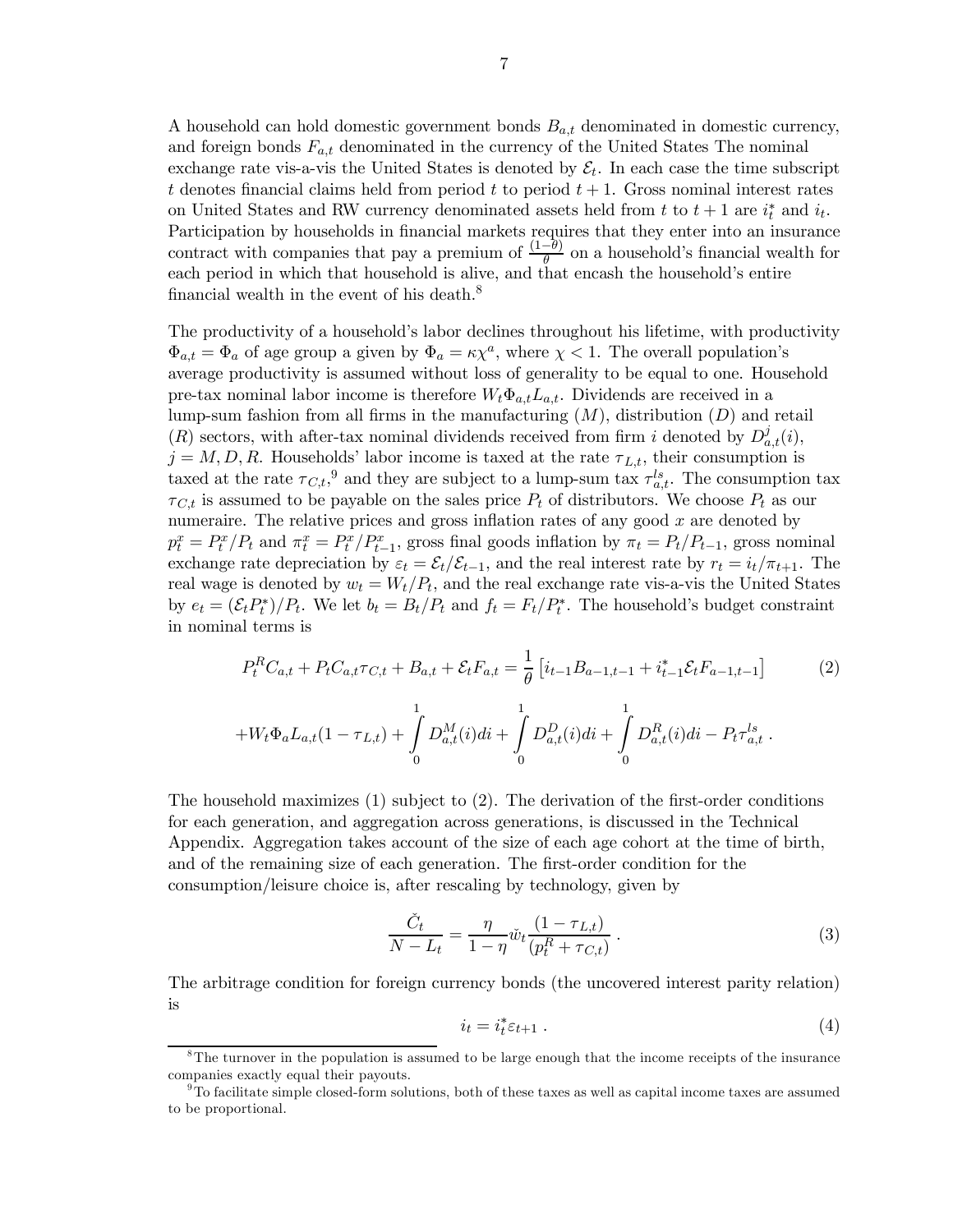A household can hold domestic government bonds $B_{a,t}$ denominated in domestic currency, and foreign bonds $F_{a,t}$ denominated in the currency of the United States The nominal exchange rate vis-a-vis the United States is denoted by $\mathcal{E}_t$. In each case the time subscript $t$ denotes financial claims held from period $t$ to period $t+1$. Gross nominal interest rates on United States and RW currency denominated assets held from $t$ to $t+1$ are $i_t^*$ and $i_t$. Participation by households in financial markets requires that they enter into an insurance contract with companies that pay a premium of $\frac{(1-\theta)}{\theta}$ on a household's financial wealth for each period in which that household is alive, and that encash the household's entire financial wealth in the event of his death.[8]

The productivity of a household's labor declines throughout his lifetime, with productivity $\Phi_{a,t} = \Phi_a$ of age group a given by $\Phi_a = \kappa\chi^a$, where $\chi < 1$. The overall population's average productivity is assumed without loss of generality to be equal to one. Household pre-tax nominal labor income is therefore $W_t\Phi_{a,t}L_{a,t}$. Dividends are received in a lump-sum fashion from all firms in the manufacturing ($M$), distribution ($D$) and retail ($R$) sectors, with after-tax nominal dividends received from firm $i$ denoted by $D_{a,t}^j(i)$, $j = M, D, R$. Households' labor income is taxed at the rate $\tau_{L,t}$, their consumption is taxed at the rate $\tau_{C,t}$,[9] and they are subject to a lump-sum tax $\tau_{a,t}^{ls}$. The consumption tax $\tau_{C,t}$ is assumed to be payable on the sales price $P_t$ of distributors. We choose $P_t$ as our numeraire. The relative prices and gross inflation rates of any good $x$ are denoted by $p_t^x = P_t^x/P_t$ and $\pi_t^x = P_t^x/P_{t-1}^x$, gross final goods inflation by $\pi_t = P_t/P_{t-1}$, gross nominal exchange rate depreciation by $\varepsilon_t = \mathcal{E}_t/\mathcal{E}_{t-1}$, and the real interest rate by $r_t = i_t/\pi_{t+1}$. The real wage is denoted by $w_t = W_t/P_t$, and the real exchange rate vis-a-vis the United States by $e_t = (\mathcal{E}_t P_t^*)/P_t$. We let $b_t = B_t/P_t$ and $f_t = F_t/P_t^*$. The household's budget constraint in nominal terms is

$$P_t^R C_{a,t} + P_t C_{a,t}\tau_{C,t} + B_{a,t} + \mathcal{E}_t F_{a,t} = \frac{1}{\theta}\left[i_{t-1}B_{a-1,t-1} + i_{t-1}^*\mathcal{E}_t F_{a-1,t-1}\right] \tag{2}$$

$$+W_t\Phi_a L_{a,t}(1-\tau_{L,t}) + \int_0^1 D_{a,t}^M(i)di + \int_0^1 D_{a,t}^D(i)di + \int_0^1 D_{a,t}^R(i)di - P_t\tau_{a,t}^{ls}\,.$$

The household maximizes (1) subject to (2). The derivation of the first-order conditions for each generation, and aggregation across generations, is discussed in the Technical Appendix. Aggregation takes account of the size of each age cohort at the time of birth, and of the remaining size of each generation. The first-order condition for the consumption/leisure choice is, after rescaling by technology, given by

$$\frac{\check{C}_t}{N - L_t} = \frac{\eta}{1-\eta}\check{w}_t\frac{(1-\tau_{L,t})}{(p_t^R + \tau_{C,t})}\,. \tag{3}$$

The arbitrage condition for foreign currency bonds (the uncovered interest parity relation) is

$$i_t = i_t^*\varepsilon_{t+1}\,. \tag{4}$$

[8] The turnover in the population is assumed to be large enough that the income receipts of the insurance companies exactly equal their payouts.

[9] To facilitate simple closed-form solutions, both of these taxes as well as capital income taxes are assumed to be proportional.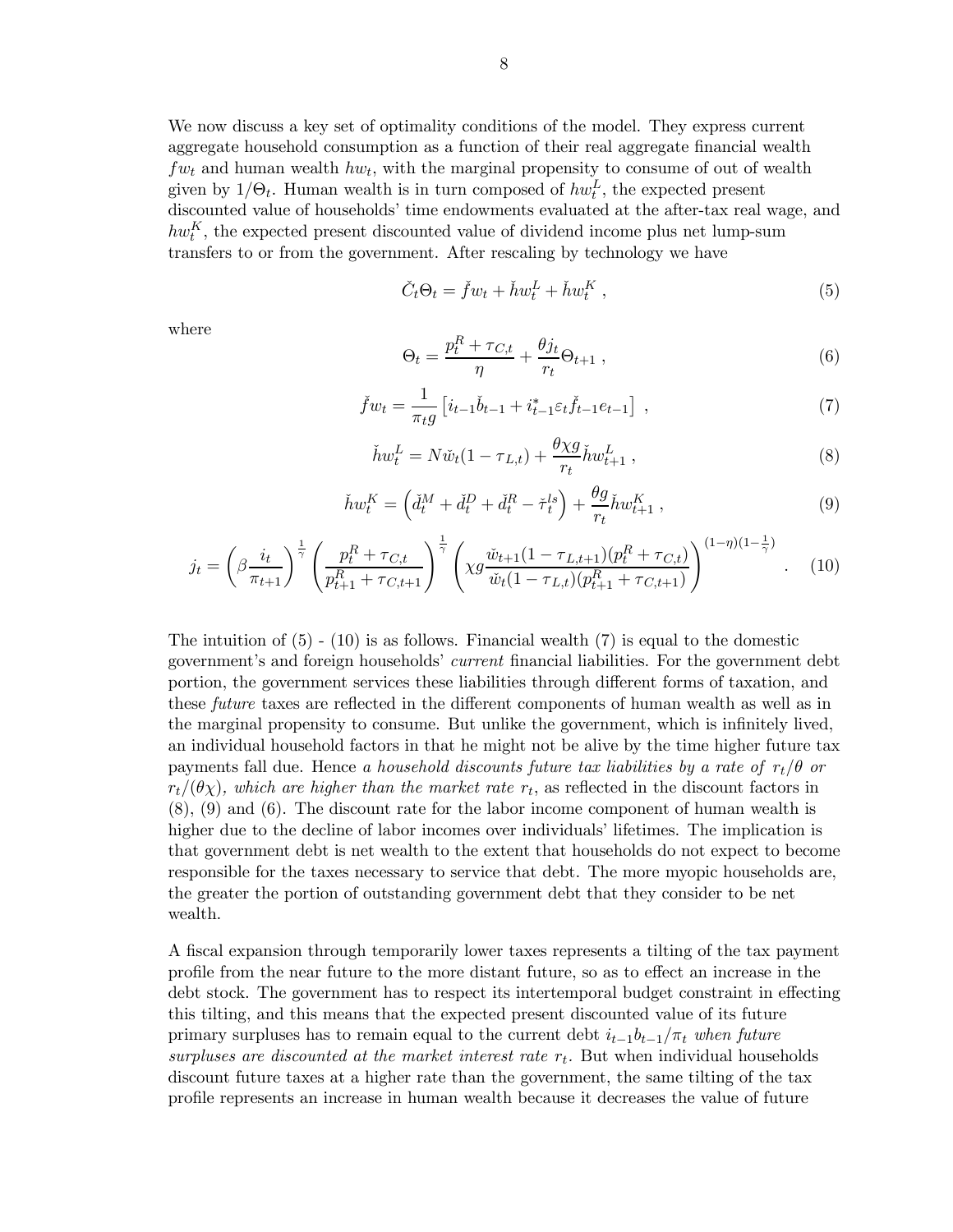We now discuss a key set of optimality conditions of the model. They express current aggregate household consumption as a function of their real aggregate financial wealth $fw_t$ and human wealth $hw_t$, with the marginal propensity to consume of out of wealth given by $1/\Theta_t$. Human wealth is in turn composed of $hw_t^L$, the expected present discounted value of households' time endowments evaluated at the after-tax real wage, and $hw_t^K$, the expected present discounted value of dividend income plus net lump-sum transfers to or from the government. After rescaling by technology we have

$$\check{C}_t \Theta_t = \check{f}w_t + \check{h}w_t^L + \check{h}w_t^K \ , \tag{5}$$

where

$$\Theta_t = \frac{p_t^R + \tau_{C,t}}{\eta} + \frac{\theta j_t}{r_t} \Theta_{t+1} \ , \tag{6}$$

$$\check{f}w_t = \frac{1}{\pi_t g} \left[ i_{t-1} \check{b}_{t-1} + i_{t-1}^* \varepsilon_t \check{f}_{t-1} e_{t-1} \right] \ , \tag{7}$$

$$\check{h}w_t^L = N \check{w}_t (1 - \tau_{L,t}) + \frac{\theta \chi g}{r_t} \check{h}w_{t+1}^L \ , \tag{8}$$

$$\check{h}w_t^K = \left( \check{d}_t^M + \check{d}_t^D + \check{d}_t^R - \check{\tau}_t^{ls} \right) + \frac{\theta g}{r_t} \check{h}w_{t+1}^K \ , \tag{9}$$

$$j_t = \left( \beta \frac{i_t}{\pi_{t+1}} \right)^{\frac{1}{\gamma}} \left( \frac{p_t^R + \tau_{C,t}}{p_{t+1}^R + \tau_{C,t+1}} \right)^{\frac{1}{\gamma}} \left( \chi g \frac{\check{w}_{t+1}(1 - \tau_{L,t+1})(p_t^R + \tau_{C,t})}{\check{w}_t (1 - \tau_{L,t})(p_{t+1}^R + \tau_{C,t+1})} \right)^{(1-\eta)(1-\frac{1}{\gamma})} \ . \tag{10}$$

The intuition of (5) - (10) is as follows. Financial wealth (7) is equal to the domestic government's and foreign households' *current* financial liabilities. For the government debt portion, the government services these liabilities through different forms of taxation, and these *future* taxes are reflected in the different components of human wealth as well as in the marginal propensity to consume. But unlike the government, which is infinitely lived, an individual household factors in that he might not be alive by the time higher future tax payments fall due. Hence *a household discounts future tax liabilities by a rate of $r_t/\theta$ or $r_t/(\theta\chi)$, which are higher than the market rate $r_t$*, as reflected in the discount factors in (8), (9) and (6). The discount rate for the labor income component of human wealth is higher due to the decline of labor incomes over individuals' lifetimes. The implication is that government debt is net wealth to the extent that households do not expect to become responsible for the taxes necessary to service that debt. The more myopic households are, the greater the portion of outstanding government debt that they consider to be net wealth.

A fiscal expansion through temporarily lower taxes represents a tilting of the tax payment profile from the near future to the more distant future, so as to effect an increase in the debt stock. The government has to respect its intertemporal budget constraint in effecting this tilting, and this means that the expected present discounted value of its future primary surpluses has to remain equal to the current debt $i_{t-1}b_{t-1}/\pi_t$ *when future surpluses are discounted at the market interest rate $r_t$*. But when individual households discount future taxes at a higher rate than the government, the same tilting of the tax profile represents an increase in human wealth because it decreases the value of future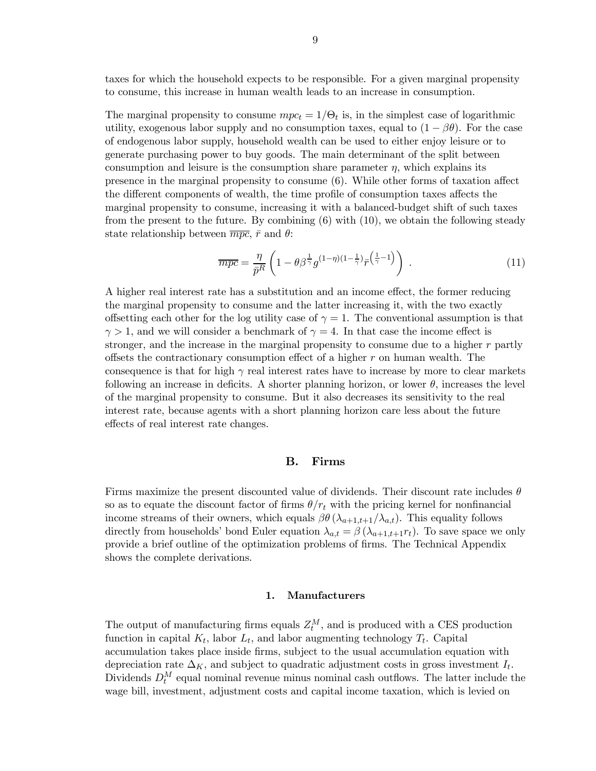taxes for which the household expects to be responsible. For a given marginal propensity to consume, this increase in human wealth leads to an increase in consumption.

The marginal propensity to consume $mpc_t = 1/\Theta_t$ is, in the simplest case of logarithmic utility, exogenous labor supply and no consumption taxes, equal to $(1 - \beta\theta)$. For the case of endogenous labor supply, household wealth can be used to either enjoy leisure or to generate purchasing power to buy goods. The main determinant of the split between consumption and leisure is the consumption share parameter $\eta$, which explains its presence in the marginal propensity to consume (6). While other forms of taxation affect the different components of wealth, the time profile of consumption taxes affects the marginal propensity to consume, increasing it with a balanced-budget shift of such taxes from the present to the future. By combining (6) with (10), we obtain the following steady state relationship between $\overline{mpc}$, $\bar{r}$ and $\theta$:

$$\overline{mpc} = \frac{\eta}{\bar{p}^R}\left(1 - \theta\beta^{\frac{1}{\gamma}}g^{(1-\eta)\left(1-\frac{1}{\gamma}\right)}\bar{r}^{\left(\frac{1}{\gamma}-1\right)}\right) . \tag{11}$$

A higher real interest rate has a substitution and an income effect, the former reducing the marginal propensity to consume and the latter increasing it, with the two exactly offsetting each other for the log utility case of $\gamma = 1$. The conventional assumption is that $\gamma > 1$, and we will consider a benchmark of $\gamma = 4$. In that case the income effect is stronger, and the increase in the marginal propensity to consume due to a higher $r$ partly offsets the contractionary consumption effect of a higher $r$ on human wealth. The consequence is that for high $\gamma$ real interest rates have to increase by more to clear markets following an increase in deficits. A shorter planning horizon, or lower $\theta$, increases the level of the marginal propensity to consume. But it also decreases its sensitivity to the real interest rate, because agents with a short planning horizon care less about the future effects of real interest rate changes.

## B. Firms

Firms maximize the present discounted value of dividends. Their discount rate includes $\theta$ so as to equate the discount factor of firms $\theta/r_t$ with the pricing kernel for nonfinancial income streams of their owners, which equals $\beta\theta\left(\lambda_{a+1,t+1}/\lambda_{a,t}\right)$. This equality follows directly from households' bond Euler equation $\lambda_{a,t} = \beta\left(\lambda_{a+1,t+1}r_t\right)$. To save space we only provide a brief outline of the optimization problems of firms. The Technical Appendix shows the complete derivations.

### 1. Manufacturers

The output of manufacturing firms equals $Z_t^M$, and is produced with a CES production function in capital $K_t$, labor $L_t$, and labor augmenting technology $T_t$. Capital accumulation takes place inside firms, subject to the usual accumulation equation with depreciation rate $\Delta_K$, and subject to quadratic adjustment costs in gross investment $I_t$. Dividends $D_t^M$ equal nominal revenue minus nominal cash outflows. The latter include the wage bill, investment, adjustment costs and capital income taxation, which is levied on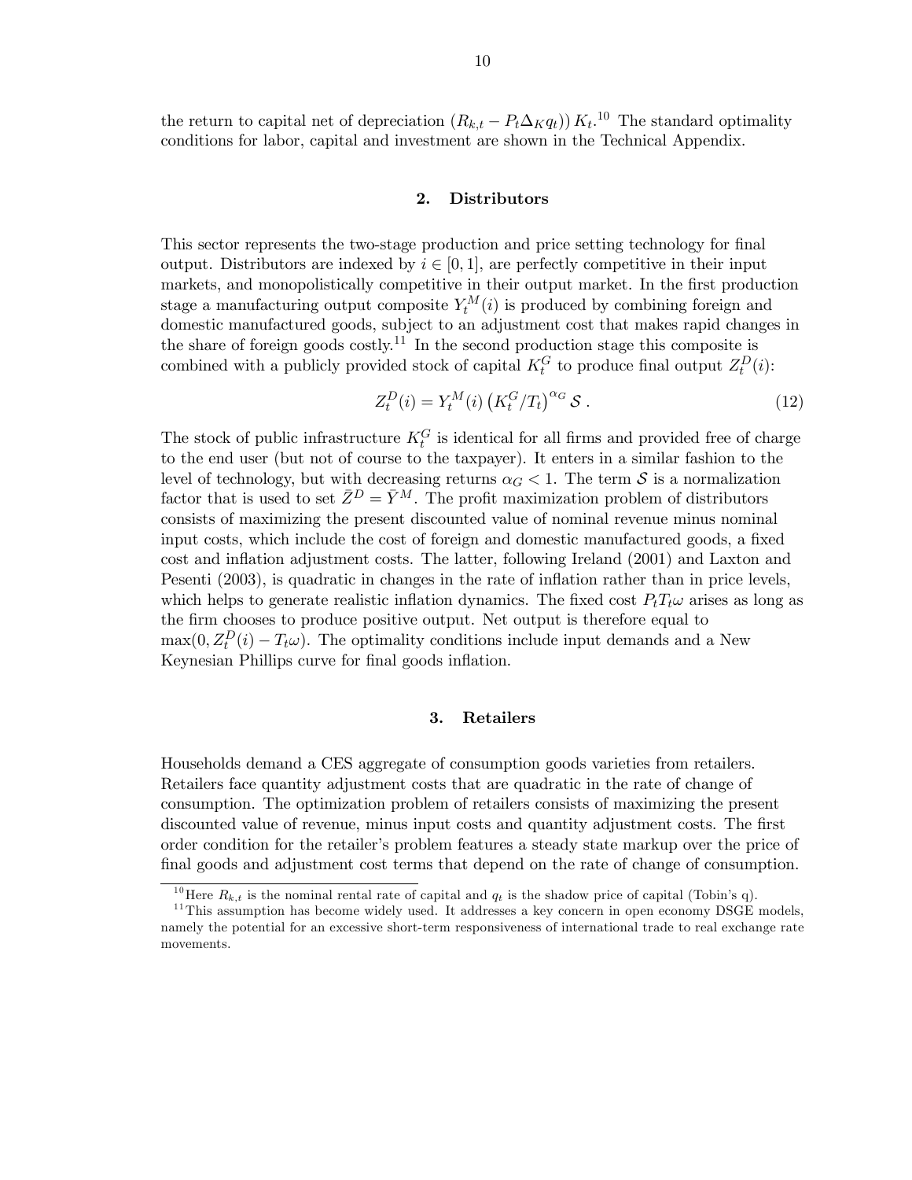the return to capital net of depreciation $(R_{k,t} - P_t \Delta_K q_t)) K_t$.[10] The standard optimality conditions for labor, capital and investment are shown in the Technical Appendix.

### 2. Distributors

This sector represents the two-stage production and price setting technology for final output. Distributors are indexed by $i \in [0, 1]$, are perfectly competitive in their input markets, and monopolistically competitive in their output market. In the first production stage a manufacturing output composite $Y_t^M(i)$ is produced by combining foreign and domestic manufactured goods, subject to an adjustment cost that makes rapid changes in the share of foreign goods costly.[11] In the second production stage this composite is combined with a publicly provided stock of capital $K_t^G$ to produce final output $Z_t^D(i)$:

$$Z_t^D(i) = Y_t^M(i) \left(K_t^G / T_t\right)^{\alpha_G} \mathcal{S} \, . \tag{12}$$

The stock of public infrastructure $K_t^G$ is identical for all firms and provided free of charge to the end user (but not of course to the taxpayer). It enters in a similar fashion to the level of technology, but with decreasing returns $\alpha_G < 1$. The term $\mathcal{S}$ is a normalization factor that is used to set $\bar{Z}^D = \bar{Y}^M$. The profit maximization problem of distributors consists of maximizing the present discounted value of nominal revenue minus nominal input costs, which include the cost of foreign and domestic manufactured goods, a fixed cost and inflation adjustment costs. The latter, following Ireland (2001) and Laxton and Pesenti (2003), is quadratic in changes in the rate of inflation rather than in price levels, which helps to generate realistic inflation dynamics. The fixed cost $P_t T_t \omega$ arises as long as the firm chooses to produce positive output. Net output is therefore equal to $\max(0, Z_t^D(i) - T_t \omega)$. The optimality conditions include input demands and a New Keynesian Phillips curve for final goods inflation.

### 3. Retailers

Households demand a CES aggregate of consumption goods varieties from retailers. Retailers face quantity adjustment costs that are quadratic in the rate of change of consumption. The optimization problem of retailers consists of maximizing the present discounted value of revenue, minus input costs and quantity adjustment costs. The first order condition for the retailer's problem features a steady state markup over the price of final goods and adjustment cost terms that depend on the rate of change of consumption.

---

[10] Here $R_{k,t}$ is the nominal rental rate of capital and $q_t$ is the shadow price of capital (Tobin's q).

[11] This assumption has become widely used. It addresses a key concern in open economy DSGE models, namely the potential for an excessive short-term responsiveness of international trade to real exchange rate movements.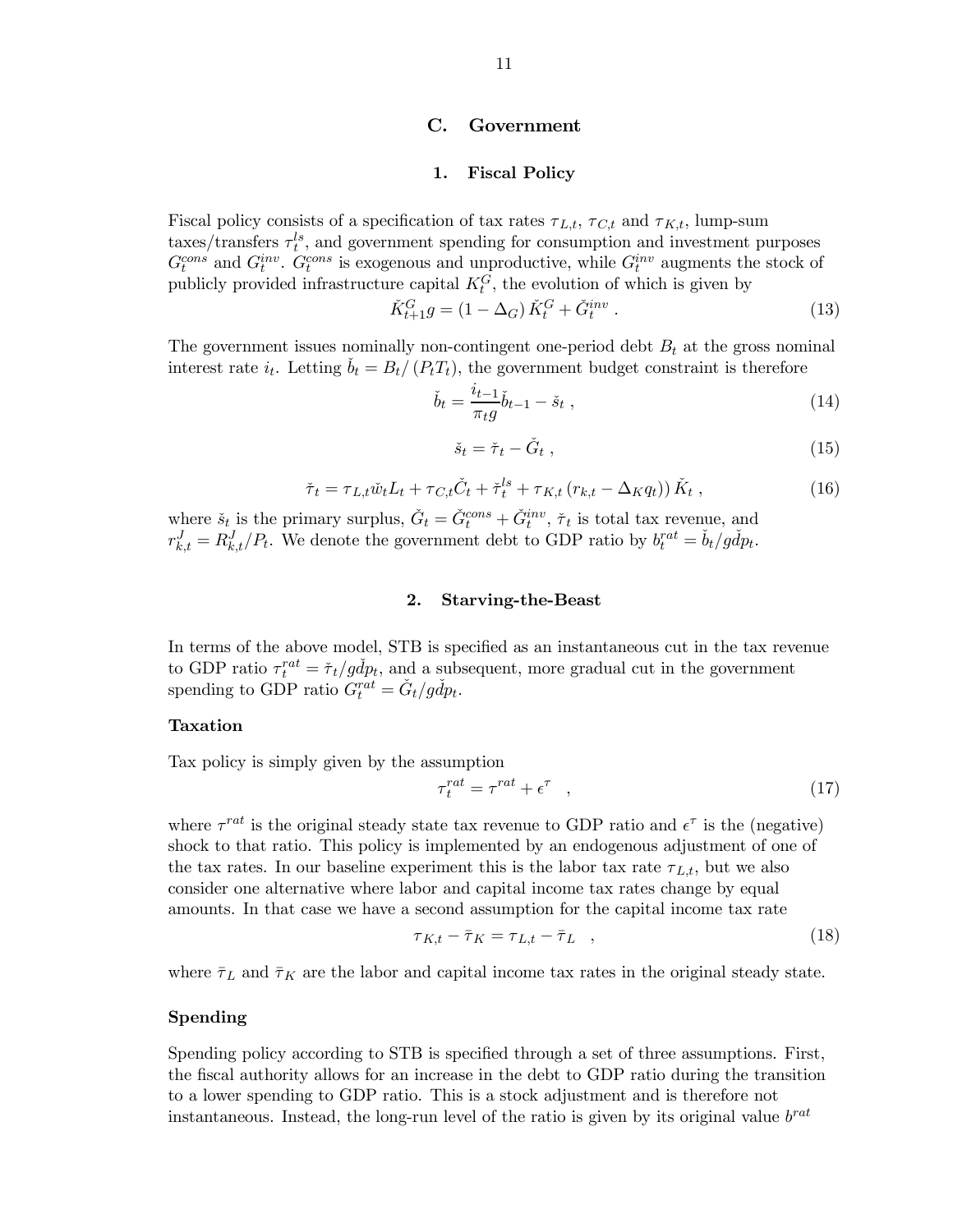## C. Government

### 1. Fiscal Policy

Fiscal policy consists of a specification of tax rates $\tau_{L,t}$, $\tau_{C,t}$ and $\tau_{K,t}$, lump-sum taxes/transfers $\tau_t^{ls}$, and government spending for consumption and investment purposes $G_t^{cons}$ and $G_t^{inv}$. $G_t^{cons}$ is exogenous and unproductive, while $G_t^{inv}$ augments the stock of publicly provided infrastructure capital $K_t^G$, the evolution of which is given by

$$\check{K}_{t+1}^G g = (1 - \Delta_G) \check{K}_t^G + \check{G}_t^{inv} \; . \tag{13}$$

The government issues nominally non-contingent one-period debt $B_t$ at the gross nominal interest rate $i_t$. Letting $\check{b}_t = B_t/(P_t T_t)$, the government budget constraint is therefore

$$\check{b}_t = \frac{i_{t-1}}{\pi_t g} \check{b}_{t-1} - \check{s}_t \; , \tag{14}$$

$$\check{s}_t = \check{\tau}_t - \check{G}_t \; , \tag{15}$$

$$\check{\tau}_t = \tau_{L,t} \check{w}_t L_t + \tau_{C,t} \check{C}_t + \check{\tau}_t^{ls} + \tau_{K,t} \left( r_{k,t} - \Delta_K q_t \right) \check{K}_t \; , \tag{16}$$

where $\check{s}_t$ is the primary surplus, $\check{G}_t = \check{G}_t^{cons} + \check{G}_t^{inv}$, $\check{\tau}_t$ is total tax revenue, and $r_{k,t}^J = R_{k,t}^J / P_t$. We denote the government debt to GDP ratio by $b_t^{rat} = \check{b}_t / g\check{d}p_t$.

### 2. Starving-the-Beast

In terms of the above model, STB is specified as an instantaneous cut in the tax revenue to GDP ratio $\tau_t^{rat} = \check{\tau}_t / g\check{d}p_t$, and a subsequent, more gradual cut in the government spending to GDP ratio $G_t^{rat} = \check{G}_t / g\check{d}p_t$.

**Taxation**

Tax policy is simply given by the assumption

$$\tau_t^{rat} = \tau^{rat} + \epsilon^{\tau} \quad , \tag{17}$$

where $\tau^{rat}$ is the original steady state tax revenue to GDP ratio and $\epsilon^{\tau}$ is the (negative) shock to that ratio. This policy is implemented by an endogenous adjustment of one of the tax rates. In our baseline experiment this is the labor tax rate $\tau_{L,t}$, but we also consider one alternative where labor and capital income tax rates change by equal amounts. In that case we have a second assumption for the capital income tax rate

$$\tau_{K,t} - \bar{\tau}_K = \tau_{L,t} - \bar{\tau}_L \quad , \tag{18}$$

where $\bar{\tau}_L$ and $\bar{\tau}_K$ are the labor and capital income tax rates in the original steady state.

**Spending**

Spending policy according to STB is specified through a set of three assumptions. First, the fiscal authority allows for an increase in the debt to GDP ratio during the transition to a lower spending to GDP ratio. This is a stock adjustment and is therefore not instantaneous. Instead, the long-run level of the ratio is given by its original value $b^{rat}$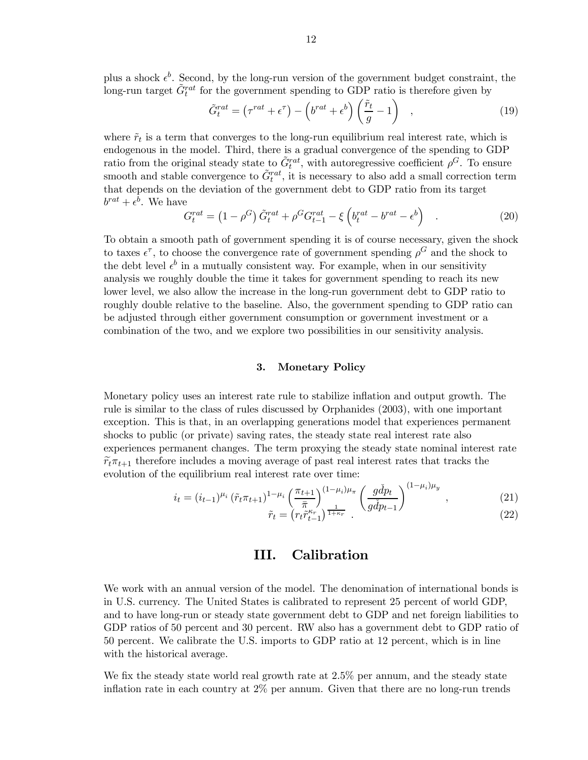plus a shock $\epsilon^b$. Second, by the long-run version of the government budget constraint, the long-run target $\tilde{G}_t^{rat}$ for the government spending to GDP ratio is therefore given by

$$\tilde{G}_t^{rat} = \left(\tau^{rat} + \epsilon^{\tau}\right) - \left(b^{rat} + \epsilon^b\right)\left(\frac{\tilde{r}_t}{g} - 1\right) \quad , \tag{19}$$

where $\tilde{r}_t$ is a term that converges to the long-run equilibrium real interest rate, which is endogenous in the model. Third, there is a gradual convergence of the spending to GDP ratio from the original steady state to $\tilde{G}_t^{rat}$, with autoregressive coefficient $\rho^G$. To ensure smooth and stable convergence to $\tilde{G}_t^{rat}$, it is necessary to also add a small correction term that depends on the deviation of the government debt to GDP ratio from its target $b^{rat} + \epsilon^b$. We have

$$G_t^{rat} = \left(1 - \rho^G\right)\tilde{G}_t^{rat} + \rho^G G_{t-1}^{rat} - \xi\left(b_t^{rat} - b^{rat} - \epsilon^b\right) \quad . \tag{20}$$

To obtain a smooth path of government spending it is of course necessary, given the shock to taxes $\epsilon^{\tau}$, to choose the convergence rate of government spending $\rho^G$ and the shock to the debt level $\epsilon^b$ in a mutually consistent way. For example, when in our sensitivity analysis we roughly double the time it takes for government spending to reach its new lower level, we also allow the increase in the long-run government debt to GDP ratio to roughly double relative to the baseline. Also, the government spending to GDP ratio can be adjusted through either government consumption or government investment or a combination of the two, and we explore two possibilities in our sensitivity analysis.

### 3. Monetary Policy

Monetary policy uses an interest rate rule to stabilize inflation and output growth. The rule is similar to the class of rules discussed by Orphanides (2003), with one important exception. This is that, in an overlapping generations model that experiences permanent shocks to public (or private) saving rates, the steady state real interest rate also experiences permanent changes. The term proxying the steady state nominal interest rate $\tilde{r}_t \pi_{t+1}$ therefore includes a moving average of past real interest rates that tracks the evolution of the equilibrium real interest rate over time:

$$i_t = \left(i_{t-1}\right)^{\mu_i}\left(\tilde{r}_t \pi_{t+1}\right)^{1-\mu_i}\left(\frac{\pi_{t+1}}{\bar{\pi}}\right)^{(1-\mu_i)\mu_\pi}\left(\frac{g\check{d}p_t}{g\check{d}p_{t-1}}\right)^{(1-\mu_i)\mu_y} \quad , \tag{21}$$

$$\tilde{r}_t = \left(r_t \tilde{r}_{t-1}^{\kappa_r}\right)^{\frac{1}{1+\kappa_r}} \quad . \tag{22}$$

## III. Calibration

We work with an annual version of the model. The denomination of international bonds is in U.S. currency. The United States is calibrated to represent 25 percent of world GDP, and to have long-run or steady state government debt to GDP and net foreign liabilities to GDP ratios of 50 percent and 30 percent. RW also has a government debt to GDP ratio of 50 percent. We calibrate the U.S. imports to GDP ratio at 12 percent, which is in line with the historical average.

We fix the steady state world real growth rate at 2.5% per annum, and the steady state inflation rate in each country at 2% per annum. Given that there are no long-run trends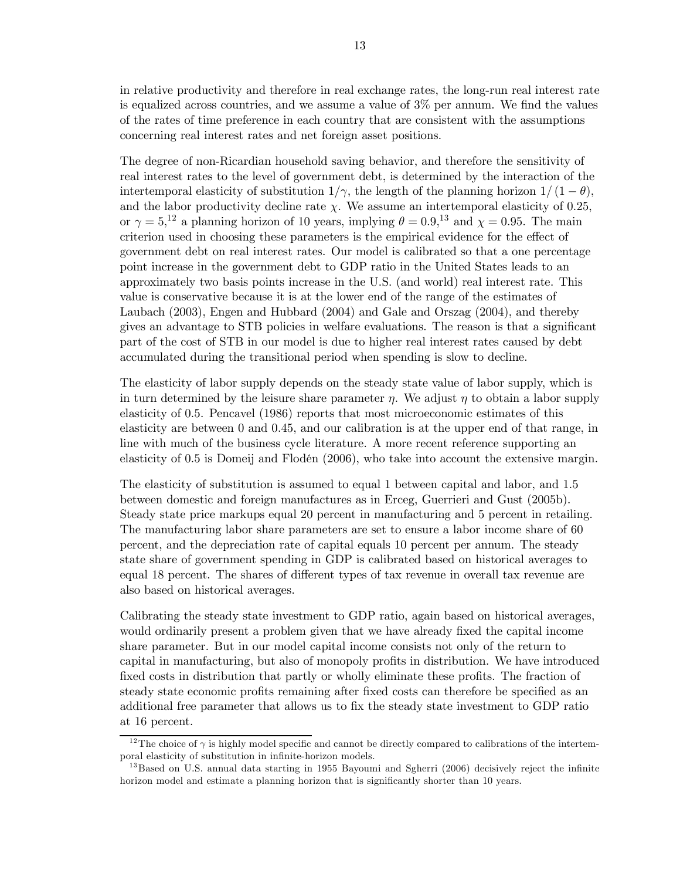in relative productivity and therefore in real exchange rates, the long-run real interest rate is equalized across countries, and we assume a value of 3% per annum. We find the values of the rates of time preference in each country that are consistent with the assumptions concerning real interest rates and net foreign asset positions.

The degree of non-Ricardian household saving behavior, and therefore the sensitivity of real interest rates to the level of government debt, is determined by the interaction of the intertemporal elasticity of substitution $1/\gamma$, the length of the planning horizon $1/(1-\theta)$, and the labor productivity decline rate $\chi$. We assume an intertemporal elasticity of 0.25, or $\gamma = 5$,[12] a planning horizon of 10 years, implying $\theta = 0.9$,[13] and $\chi = 0.95$. The main criterion used in choosing these parameters is the empirical evidence for the effect of government debt on real interest rates. Our model is calibrated so that a one percentage point increase in the government debt to GDP ratio in the United States leads to an approximately two basis points increase in the U.S. (and world) real interest rate. This value is conservative because it is at the lower end of the range of the estimates of Laubach (2003), Engen and Hubbard (2004) and Gale and Orszag (2004), and thereby gives an advantage to STB policies in welfare evaluations. The reason is that a significant part of the cost of STB in our model is due to higher real interest rates caused by debt accumulated during the transitional period when spending is slow to decline.

The elasticity of labor supply depends on the steady state value of labor supply, which is in turn determined by the leisure share parameter $\eta$. We adjust $\eta$ to obtain a labor supply elasticity of 0.5. Pencavel (1986) reports that most microeconomic estimates of this elasticity are between 0 and 0.45, and our calibration is at the upper end of that range, in line with much of the business cycle literature. A more recent reference supporting an elasticity of 0.5 is Domeij and Flodén (2006), who take into account the extensive margin.

The elasticity of substitution is assumed to equal 1 between capital and labor, and 1.5 between domestic and foreign manufactures as in Erceg, Guerrieri and Gust (2005b). Steady state price markups equal 20 percent in manufacturing and 5 percent in retailing. The manufacturing labor share parameters are set to ensure a labor income share of 60 percent, and the depreciation rate of capital equals 10 percent per annum. The steady state share of government spending in GDP is calibrated based on historical averages to equal 18 percent. The shares of different types of tax revenue in overall tax revenue are also based on historical averages.

Calibrating the steady state investment to GDP ratio, again based on historical averages, would ordinarily present a problem given that we have already fixed the capital income share parameter. But in our model capital income consists not only of the return to capital in manufacturing, but also of monopoly profits in distribution. We have introduced fixed costs in distribution that partly or wholly eliminate these profits. The fraction of steady state economic profits remaining after fixed costs can therefore be specified as an additional free parameter that allows us to fix the steady state investment to GDP ratio at 16 percent.

[12] The choice of $\gamma$ is highly model specific and cannot be directly compared to calibrations of the intertemporal elasticity of substitution in infinite-horizon models.

[13] Based on U.S. annual data starting in 1955 Bayoumi and Sgherri (2006) decisively reject the infinite horizon model and estimate a planning horizon that is significantly shorter than 10 years.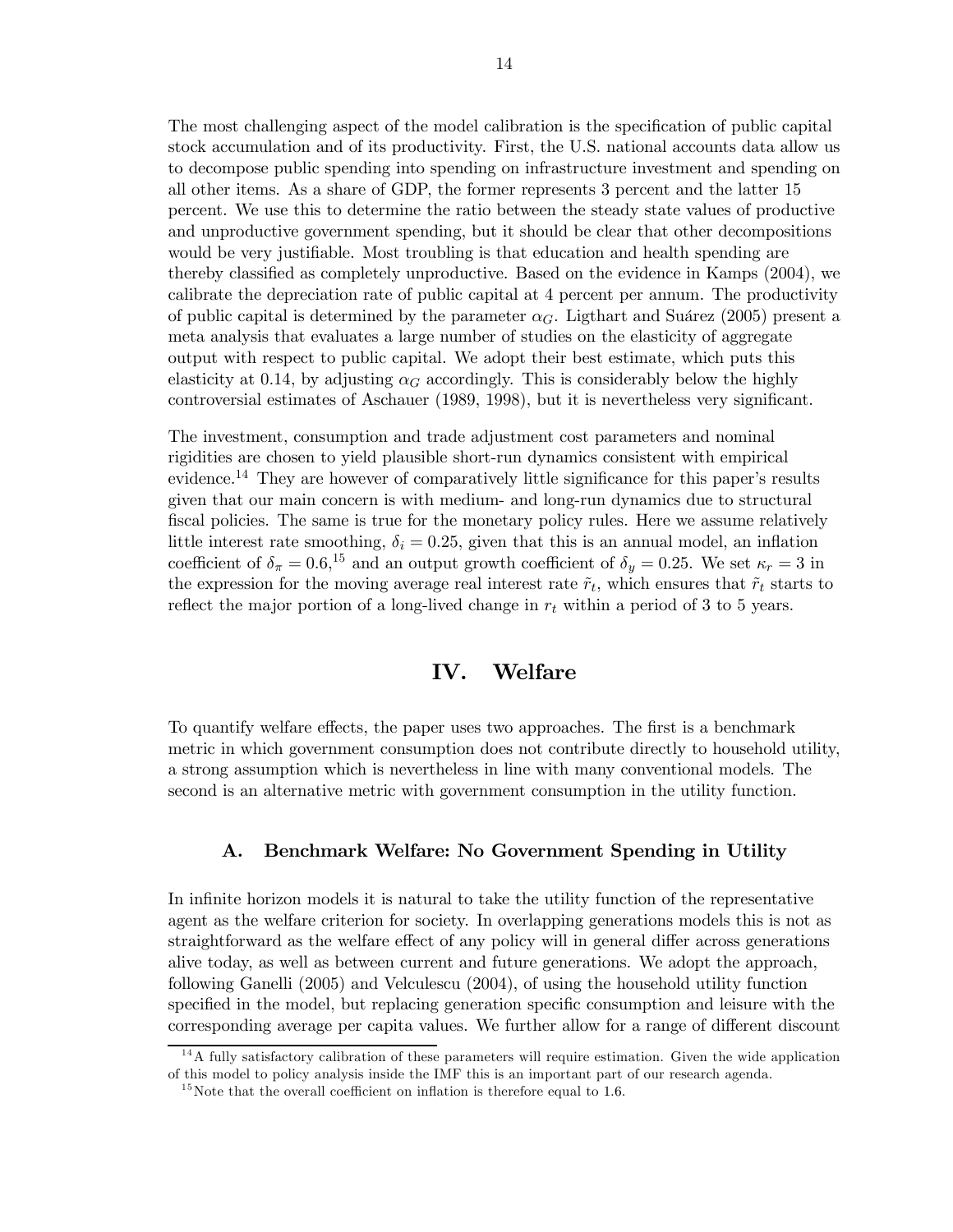The most challenging aspect of the model calibration is the specification of public capital stock accumulation and of its productivity. First, the U.S. national accounts data allow us to decompose public spending into spending on infrastructure investment and spending on all other items. As a share of GDP, the former represents 3 percent and the latter 15 percent. We use this to determine the ratio between the steady state values of productive and unproductive government spending, but it should be clear that other decompositions would be very justifiable. Most troubling is that education and health spending are thereby classified as completely unproductive. Based on the evidence in Kamps (2004), we calibrate the depreciation rate of public capital at 4 percent per annum. The productivity of public capital is determined by the parameter $\alpha_G$. Ligthart and Suárez (2005) present a meta analysis that evaluates a large number of studies on the elasticity of aggregate output with respect to public capital. We adopt their best estimate, which puts this elasticity at 0.14, by adjusting $\alpha_G$ accordingly. This is considerably below the highly controversial estimates of Aschauer (1989, 1998), but it is nevertheless very significant.

The investment, consumption and trade adjustment cost parameters and nominal rigidities are chosen to yield plausible short-run dynamics consistent with empirical evidence.[14] They are however of comparatively little significance for this paper's results given that our main concern is with medium- and long-run dynamics due to structural fiscal policies. The same is true for the monetary policy rules. Here we assume relatively little interest rate smoothing, $\delta_i = 0.25$, given that this is an annual model, an inflation coefficient of $\delta_\pi = 0.6$,[15] and an output growth coefficient of $\delta_y = 0.25$. We set $\kappa_r = 3$ in the expression for the moving average real interest rate $\tilde{r}_t$, which ensures that $\tilde{r}_t$ starts to reflect the major portion of a long-lived change in $r_t$ within a period of 3 to 5 years.

# IV. Welfare

To quantify welfare effects, the paper uses two approaches. The first is a benchmark metric in which government consumption does not contribute directly to household utility, a strong assumption which is nevertheless in line with many conventional models. The second is an alternative metric with government consumption in the utility function.

## A. Benchmark Welfare: No Government Spending in Utility

In infinite horizon models it is natural to take the utility function of the representative agent as the welfare criterion for society. In overlapping generations models this is not as straightforward as the welfare effect of any policy will in general differ across generations alive today, as well as between current and future generations. We adopt the approach, following Ganelli (2005) and Velculescu (2004), of using the household utility function specified in the model, but replacing generation specific consumption and leisure with the corresponding average per capita values. We further allow for a range of different discount

[14] A fully satisfactory calibration of these parameters will require estimation. Given the wide application of this model to policy analysis inside the IMF this is an important part of our research agenda.

[15] Note that the overall coefficient on inflation is therefore equal to 1.6.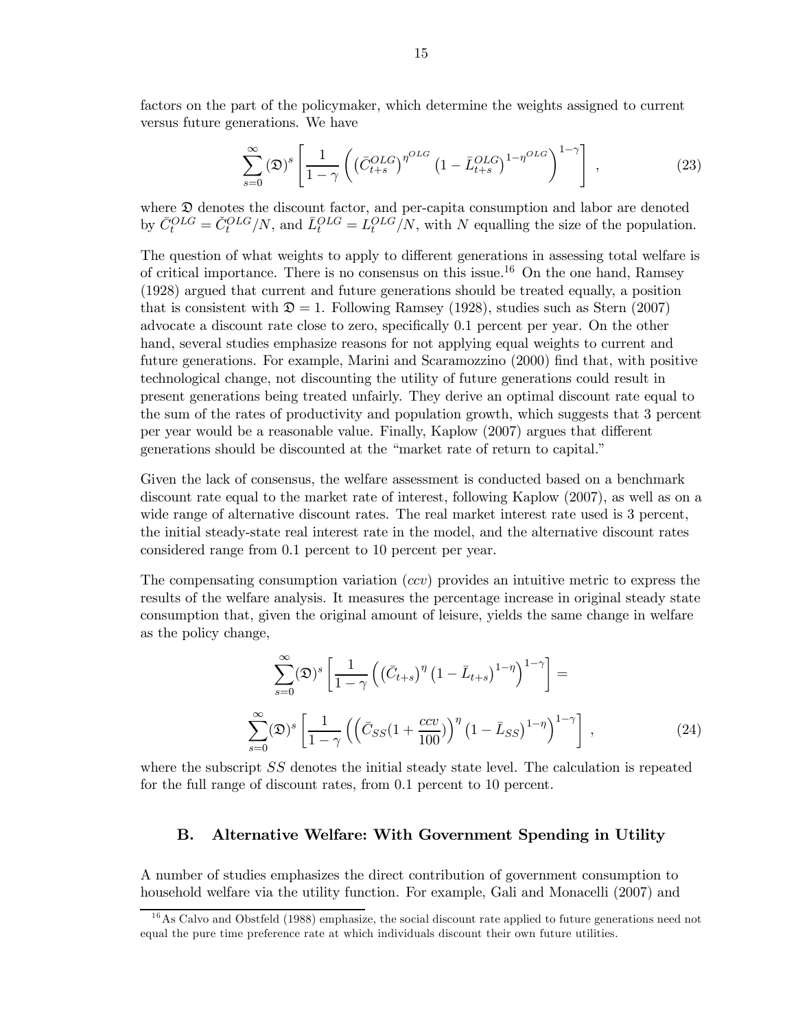factors on the part of the policymaker, which determine the weights assigned to current versus future generations. We have

$$\sum_{s=0}^{\infty} (\mathfrak{D})^s \left[ \frac{1}{1-\gamma} \left( \left(\bar{C}_{t+s}^{OLG}\right)^{\eta^{OLG}} \left(1 - \bar{L}_{t+s}^{OLG}\right)^{1-\eta^{OLG}} \right)^{1-\gamma} \right] , \tag{23}$$

where $\mathfrak{D}$ denotes the discount factor, and per-capita consumption and labor are denoted by $\bar{C}_t^{OLG} = \check{C}_t^{OLG}/N$, and $\bar{L}_t^{OLG} = L_t^{OLG}/N$, with $N$ equalling the size of the population.

The question of what weights to apply to different generations in assessing total welfare is of critical importance. There is no consensus on this issue.[16] On the one hand, Ramsey (1928) argued that current and future generations should be treated equally, a position that is consistent with $\mathfrak{D} = 1$. Following Ramsey (1928), studies such as Stern (2007) advocate a discount rate close to zero, specifically 0.1 percent per year. On the other hand, several studies emphasize reasons for not applying equal weights to current and future generations. For example, Marini and Scaramozzino (2000) find that, with positive technological change, not discounting the utility of future generations could result in present generations being treated unfairly. They derive an optimal discount rate equal to the sum of the rates of productivity and population growth, which suggests that 3 percent per year would be a reasonable value. Finally, Kaplow (2007) argues that different generations should be discounted at the "market rate of return to capital."

Given the lack of consensus, the welfare assessment is conducted based on a benchmark discount rate equal to the market rate of interest, following Kaplow (2007), as well as on a wide range of alternative discount rates. The real market interest rate used is 3 percent, the initial steady-state real interest rate in the model, and the alternative discount rates considered range from 0.1 percent to 10 percent per year.

The compensating consumption variation ($ccv$) provides an intuitive metric to express the results of the welfare analysis. It measures the percentage increase in original steady state consumption that, given the original amount of leisure, yields the same change in welfare as the policy change,

$$\sum_{s=0}^{\infty} (\mathfrak{D})^s \left[ \frac{1}{1-\gamma} \left( \left(\bar{C}_{t+s}\right)^{\eta} \left(1 - \bar{L}_{t+s}\right)^{1-\eta} \right)^{1-\gamma} \right] =$$

$$\sum_{s=0}^{\infty} (\mathfrak{D})^s \left[ \frac{1}{1-\gamma} \left( \left(\bar{C}_{SS}(1 + \frac{ccv}{100})\right)^{\eta} \left(1 - \bar{L}_{SS}\right)^{1-\eta} \right)^{1-\gamma} \right] , \tag{24}$$

where the subscript $SS$ denotes the initial steady state level. The calculation is repeated for the full range of discount rates, from 0.1 percent to 10 percent.

### B. Alternative Welfare: With Government Spending in Utility

A number of studies emphasizes the direct contribution of government consumption to household welfare via the utility function. For example, Gali and Monacelli (2007) and

[16] As Calvo and Obstfeld (1988) emphasize, the social discount rate applied to future generations need not equal the pure time preference rate at which individuals discount their own future utilities.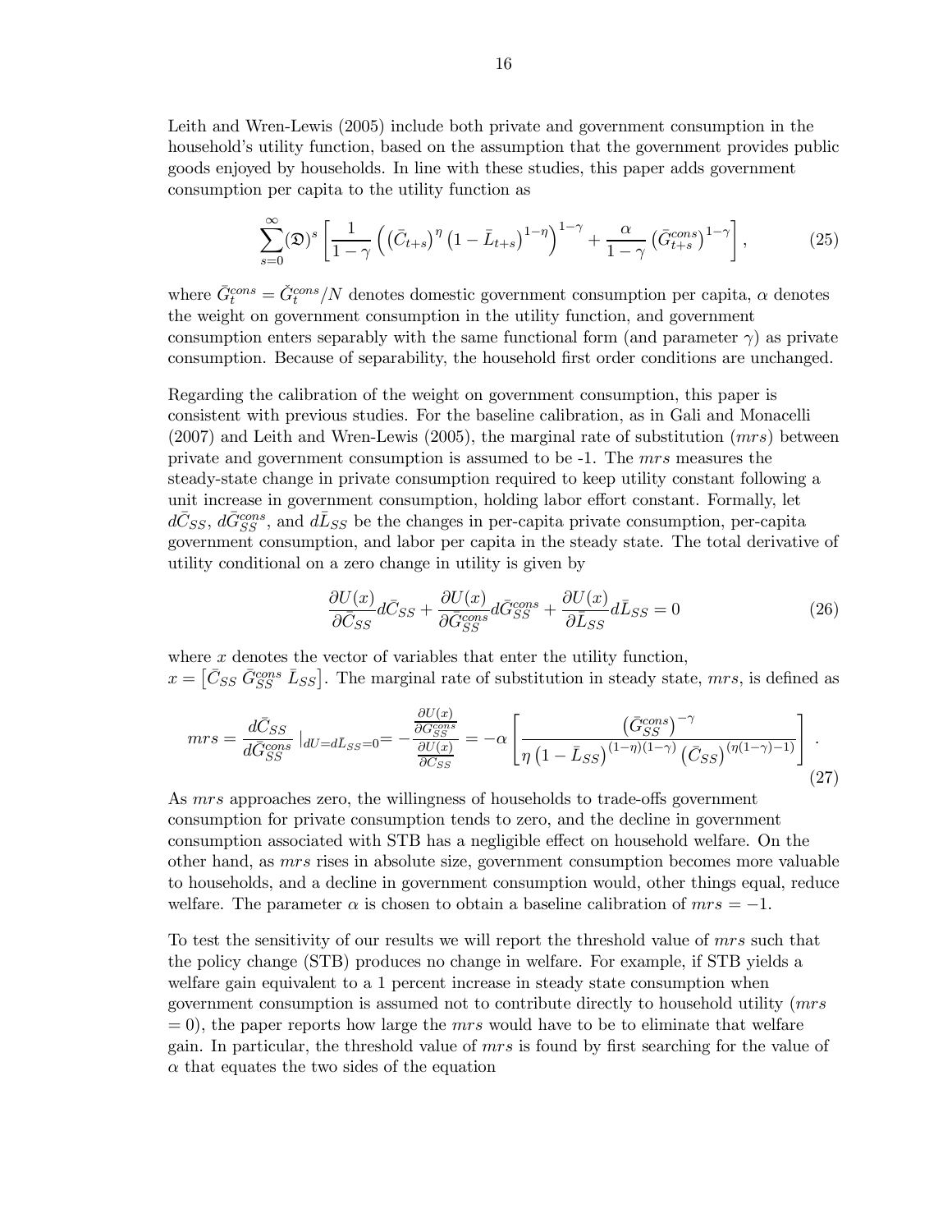Leith and Wren-Lewis (2005) include both private and government consumption in the household's utility function, based on the assumption that the government provides public goods enjoyed by households. In line with these studies, this paper adds government consumption per capita to the utility function as

$$\sum_{s=0}^{\infty}(\mathfrak{D})^s \left[\frac{1}{1-\gamma}\left(\left(\bar{C}_{t+s}\right)^{\eta}\left(1-\bar{L}_{t+s}\right)^{1-\eta}\right)^{1-\gamma} + \frac{\alpha}{1-\gamma}\left(\bar{G}_{t+s}^{cons}\right)^{1-\gamma}\right], \tag{25}$$

where $\bar{G}_t^{cons} = \check{G}_t^{cons}/N$ denotes domestic government consumption per capita, $\alpha$ denotes the weight on government consumption in the utility function, and government consumption enters separably with the same functional form (and parameter $\gamma$) as private consumption. Because of separability, the household first order conditions are unchanged.

Regarding the calibration of the weight on government consumption, this paper is consistent with previous studies. For the baseline calibration, as in Gali and Monacelli (2007) and Leith and Wren-Lewis (2005), the marginal rate of substitution ($mrs$) between private and government consumption is assumed to be -1. The $mrs$ measures the steady-state change in private consumption required to keep utility constant following a unit increase in government consumption, holding labor effort constant. Formally, let $d\bar{C}_{SS}$, $d\bar{G}_{SS}^{cons}$, and $d\bar{L}_{SS}$ be the changes in per-capita private consumption, per-capita government consumption, and labor per capita in the steady state. The total derivative of utility conditional on a zero change in utility is given by

$$\frac{\partial U(x)}{\partial \bar{C}_{SS}}d\bar{C}_{SS} + \frac{\partial U(x)}{\partial \bar{G}_{SS}^{cons}}d\bar{G}_{SS}^{cons} + \frac{\partial U(x)}{\partial \bar{L}_{SS}}d\bar{L}_{SS} = 0 \tag{26}$$

where $x$ denotes the vector of variables that enter the utility function, $x = \left[\bar{C}_{SS}\ \bar{G}_{SS}^{cons}\ \bar{L}_{SS}\right]$. The marginal rate of substitution in steady state, $mrs$, is defined as

$$mrs = \frac{d\bar{C}_{SS}}{d\bar{G}_{SS}^{cons}}\Big|_{dU=d\bar{L}_{SS}=0} = -\frac{\frac{\partial U(x)}{\partial \bar{G}_{SS}^{cons}}}{\frac{\partial U(x)}{\partial \bar{C}_{SS}}} = -\alpha\left[\frac{\left(\bar{G}_{SS}^{cons}\right)^{-\gamma}}{\eta\left(1-\bar{L}_{SS}\right)^{(1-\eta)(1-\gamma)}\left(\bar{C}_{SS}\right)^{(\eta(1-\gamma)-1)}}\right]. \tag{27}$$

As $mrs$ approaches zero, the willingness of households to trade-offs government consumption for private consumption tends to zero, and the decline in government consumption associated with STB has a negligible effect on household welfare. On the other hand, as $mrs$ rises in absolute size, government consumption becomes more valuable to households, and a decline in government consumption would, other things equal, reduce welfare. The parameter $\alpha$ is chosen to obtain a baseline calibration of $mrs = -1$.

To test the sensitivity of our results we will report the threshold value of $mrs$ such that the policy change (STB) produces no change in welfare. For example, if STB yields a welfare gain equivalent to a 1 percent increase in steady state consumption when government consumption is assumed not to contribute directly to household utility ($mrs = 0$), the paper reports how large the $mrs$ would have to be to eliminate that welfare gain. In particular, the threshold value of $mrs$ is found by first searching for the value of $\alpha$ that equates the two sides of the equation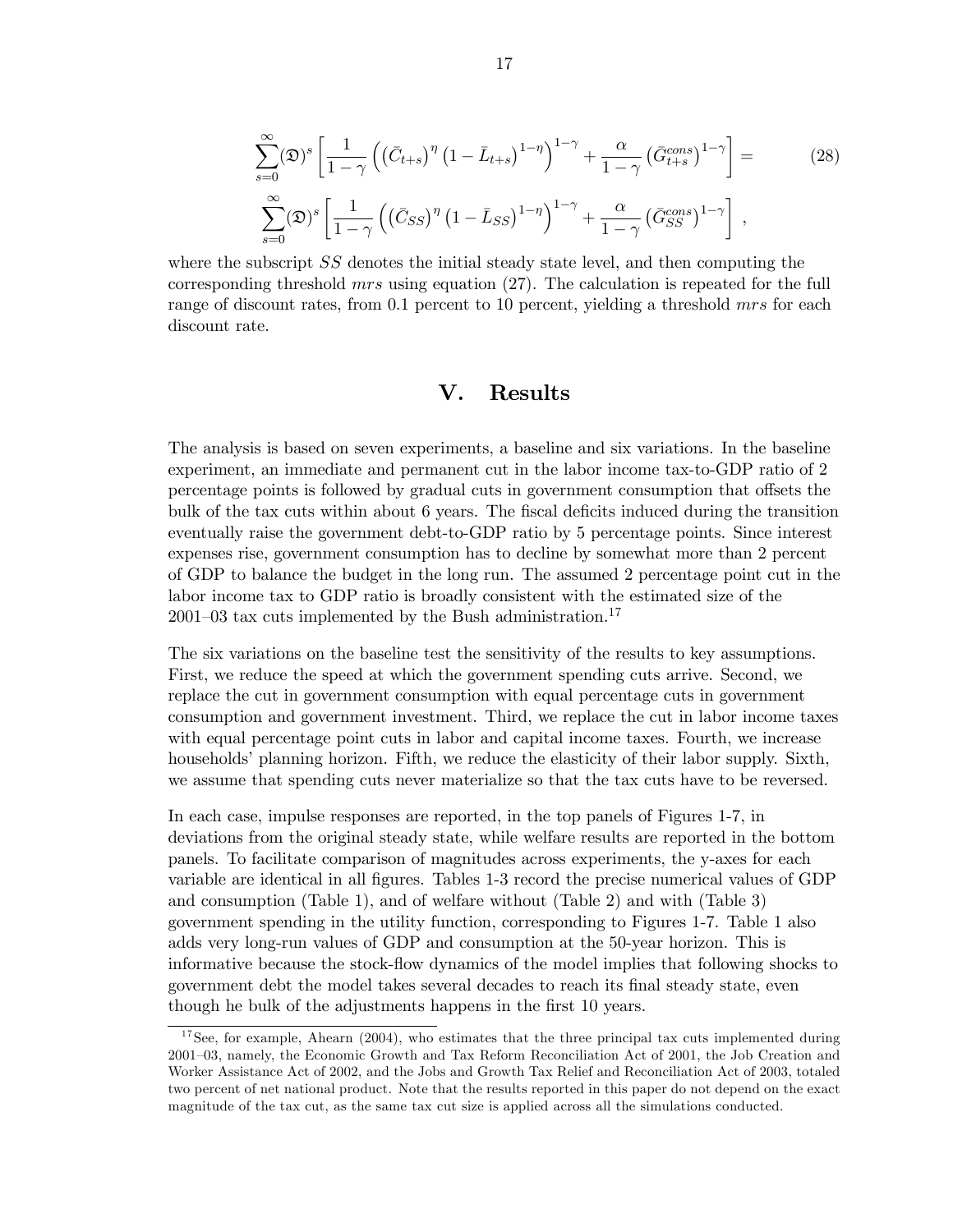$$\sum_{s=0}^{\infty}(\mathfrak{D})^s\left[\frac{1}{1-\gamma}\left(\left(\bar{C}_{t+s}\right)^{\eta}\left(1-\bar{L}_{t+s}\right)^{1-\eta}\right)^{1-\gamma}+\frac{\alpha}{1-\gamma}\left(\bar{G}^{cons}_{t+s}\right)^{1-\gamma}\right]= \tag{28}$$

$$\sum_{s=0}^{\infty}(\mathfrak{D})^s\left[\frac{1}{1-\gamma}\left(\left(\bar{C}_{SS}\right)^{\eta}\left(1-\bar{L}_{SS}\right)^{1-\eta}\right)^{1-\gamma}+\frac{\alpha}{1-\gamma}\left(\bar{G}^{cons}_{SS}\right)^{1-\gamma}\right],$$

where the subscript $SS$ denotes the initial steady state level, and then computing the corresponding threshold $mrs$ using equation (27). The calculation is repeated for the full range of discount rates, from 0.1 percent to 10 percent, yielding a threshold $mrs$ for each discount rate.

# V. Results

The analysis is based on seven experiments, a baseline and six variations. In the baseline experiment, an immediate and permanent cut in the labor income tax-to-GDP ratio of 2 percentage points is followed by gradual cuts in government consumption that offsets the bulk of the tax cuts within about 6 years. The fiscal deficits induced during the transition eventually raise the government debt-to-GDP ratio by 5 percentage points. Since interest expenses rise, government consumption has to decline by somewhat more than 2 percent of GDP to balance the budget in the long run. The assumed 2 percentage point cut in the labor income tax to GDP ratio is broadly consistent with the estimated size of the 2001–03 tax cuts implemented by the Bush administration.[17]

The six variations on the baseline test the sensitivity of the results to key assumptions. First, we reduce the speed at which the government spending cuts arrive. Second, we replace the cut in government consumption with equal percentage cuts in government consumption and government investment. Third, we replace the cut in labor income taxes with equal percentage point cuts in labor and capital income taxes. Fourth, we increase households' planning horizon. Fifth, we reduce the elasticity of their labor supply. Sixth, we assume that spending cuts never materialize so that the tax cuts have to be reversed.

In each case, impulse responses are reported, in the top panels of Figures 1-7, in deviations from the original steady state, while welfare results are reported in the bottom panels. To facilitate comparison of magnitudes across experiments, the y-axes for each variable are identical in all figures. Tables 1-3 record the precise numerical values of GDP and consumption (Table 1), and of welfare without (Table 2) and with (Table 3) government spending in the utility function, corresponding to Figures 1-7. Table 1 also adds very long-run values of GDP and consumption at the 50-year horizon. This is informative because the stock-flow dynamics of the model implies that following shocks to government debt the model takes several decades to reach its final steady state, even though he bulk of the adjustments happens in the first 10 years.

[17] See, for example, Ahearn (2004), who estimates that the three principal tax cuts implemented during 2001–03, namely, the Economic Growth and Tax Reform Reconciliation Act of 2001, the Job Creation and Worker Assistance Act of 2002, and the Jobs and Growth Tax Relief and Reconciliation Act of 2003, totaled two percent of net national product. Note that the results reported in this paper do not depend on the exact magnitude of the tax cut, as the same tax cut size is applied across all the simulations conducted.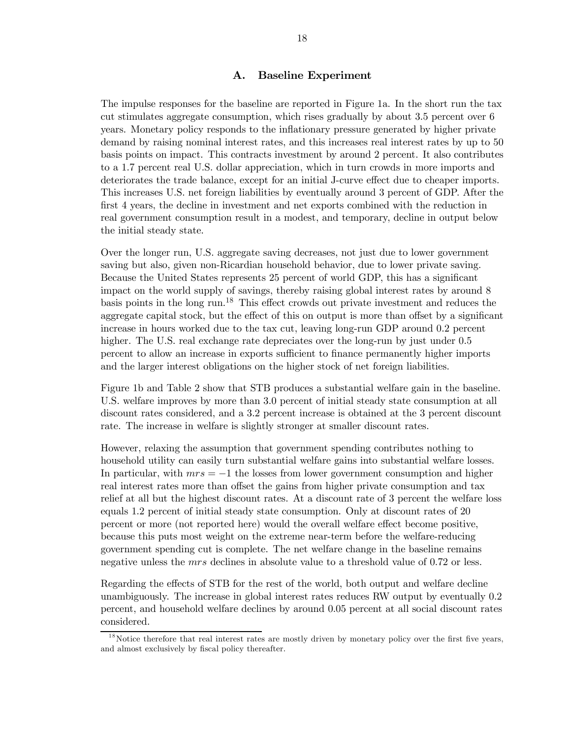## A. Baseline Experiment

The impulse responses for the baseline are reported in Figure 1a. In the short run the tax cut stimulates aggregate consumption, which rises gradually by about 3.5 percent over 6 years. Monetary policy responds to the inflationary pressure generated by higher private demand by raising nominal interest rates, and this increases real interest rates by up to 50 basis points on impact. This contracts investment by around 2 percent. It also contributes to a 1.7 percent real U.S. dollar appreciation, which in turn crowds in more imports and deteriorates the trade balance, except for an initial J-curve effect due to cheaper imports. This increases U.S. net foreign liabilities by eventually around 3 percent of GDP. After the first 4 years, the decline in investment and net exports combined with the reduction in real government consumption result in a modest, and temporary, decline in output below the initial steady state.

Over the longer run, U.S. aggregate saving decreases, not just due to lower government saving but also, given non-Ricardian household behavior, due to lower private saving. Because the United States represents 25 percent of world GDP, this has a significant impact on the world supply of savings, thereby raising global interest rates by around 8 basis points in the long run.[18] This effect crowds out private investment and reduces the aggregate capital stock, but the effect of this on output is more than offset by a significant increase in hours worked due to the tax cut, leaving long-run GDP around 0.2 percent higher. The U.S. real exchange rate depreciates over the long-run by just under 0.5 percent to allow an increase in exports sufficient to finance permanently higher imports and the larger interest obligations on the higher stock of net foreign liabilities.

Figure 1b and Table 2 show that STB produces a substantial welfare gain in the baseline. U.S. welfare improves by more than 3.0 percent of initial steady state consumption at all discount rates considered, and a 3.2 percent increase is obtained at the 3 percent discount rate. The increase in welfare is slightly stronger at smaller discount rates.

However, relaxing the assumption that government spending contributes nothing to household utility can easily turn substantial welfare gains into substantial welfare losses. In particular, with $mrs = -1$ the losses from lower government consumption and higher real interest rates more than offset the gains from higher private consumption and tax relief at all but the highest discount rates. At a discount rate of 3 percent the welfare loss equals 1.2 percent of initial steady state consumption. Only at discount rates of 20 percent or more (not reported here) would the overall welfare effect become positive, because this puts most weight on the extreme near-term before the welfare-reducing government spending cut is complete. The net welfare change in the baseline remains negative unless the $mrs$ declines in absolute value to a threshold value of 0.72 or less.

Regarding the effects of STB for the rest of the world, both output and welfare decline unambiguously. The increase in global interest rates reduces RW output by eventually 0.2 percent, and household welfare declines by around 0.05 percent at all social discount rates considered.

[18] Notice therefore that real interest rates are mostly driven by monetary policy over the first five years, and almost exclusively by fiscal policy thereafter.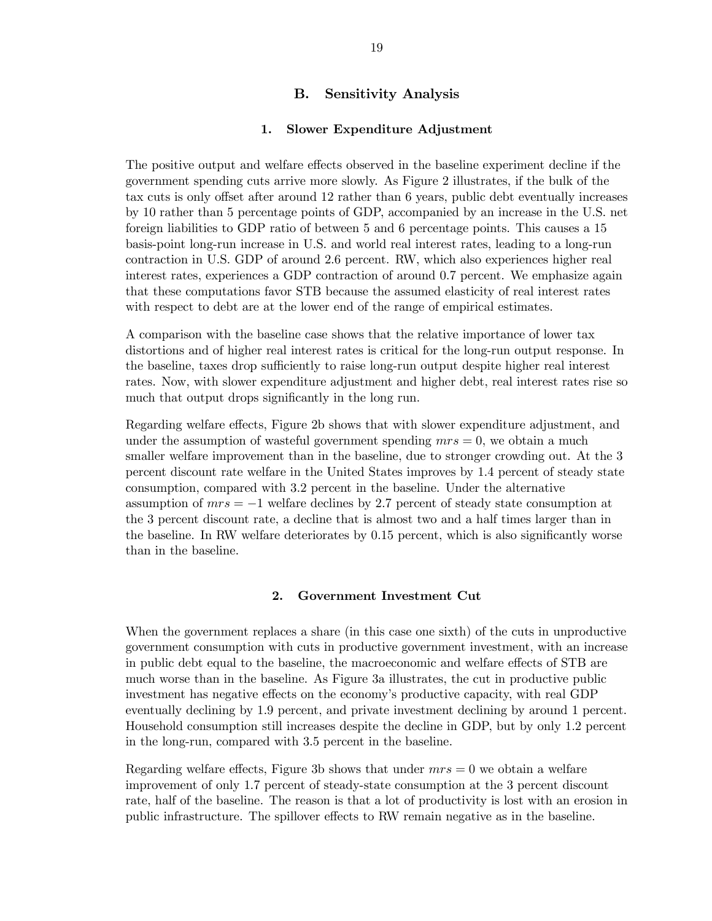## B. Sensitivity Analysis

### 1. Slower Expenditure Adjustment

The positive output and welfare effects observed in the baseline experiment decline if the government spending cuts arrive more slowly. As Figure 2 illustrates, if the bulk of the tax cuts is only offset after around 12 rather than 6 years, public debt eventually increases by 10 rather than 5 percentage points of GDP, accompanied by an increase in the U.S. net foreign liabilities to GDP ratio of between 5 and 6 percentage points. This causes a 15 basis-point long-run increase in U.S. and world real interest rates, leading to a long-run contraction in U.S. GDP of around 2.6 percent. RW, which also experiences higher real interest rates, experiences a GDP contraction of around 0.7 percent. We emphasize again that these computations favor STB because the assumed elasticity of real interest rates with respect to debt are at the lower end of the range of empirical estimates.

A comparison with the baseline case shows that the relative importance of lower tax distortions and of higher real interest rates is critical for the long-run output response. In the baseline, taxes drop sufficiently to raise long-run output despite higher real interest rates. Now, with slower expenditure adjustment and higher debt, real interest rates rise so much that output drops significantly in the long run.

Regarding welfare effects, Figure 2b shows that with slower expenditure adjustment, and under the assumption of wasteful government spending $mrs = 0$, we obtain a much smaller welfare improvement than in the baseline, due to stronger crowding out. At the 3 percent discount rate welfare in the United States improves by 1.4 percent of steady state consumption, compared with 3.2 percent in the baseline. Under the alternative assumption of $mrs = -1$ welfare declines by 2.7 percent of steady state consumption at the 3 percent discount rate, a decline that is almost two and a half times larger than in the baseline. In RW welfare deteriorates by 0.15 percent, which is also significantly worse than in the baseline.

### 2. Government Investment Cut

When the government replaces a share (in this case one sixth) of the cuts in unproductive government consumption with cuts in productive government investment, with an increase in public debt equal to the baseline, the macroeconomic and welfare effects of STB are much worse than in the baseline. As Figure 3a illustrates, the cut in productive public investment has negative effects on the economy's productive capacity, with real GDP eventually declining by 1.9 percent, and private investment declining by around 1 percent. Household consumption still increases despite the decline in GDP, but by only 1.2 percent in the long-run, compared with 3.5 percent in the baseline.

Regarding welfare effects, Figure 3b shows that under $mrs = 0$ we obtain a welfare improvement of only 1.7 percent of steady-state consumption at the 3 percent discount rate, half of the baseline. The reason is that a lot of productivity is lost with an erosion in public infrastructure. The spillover effects to RW remain negative as in the baseline.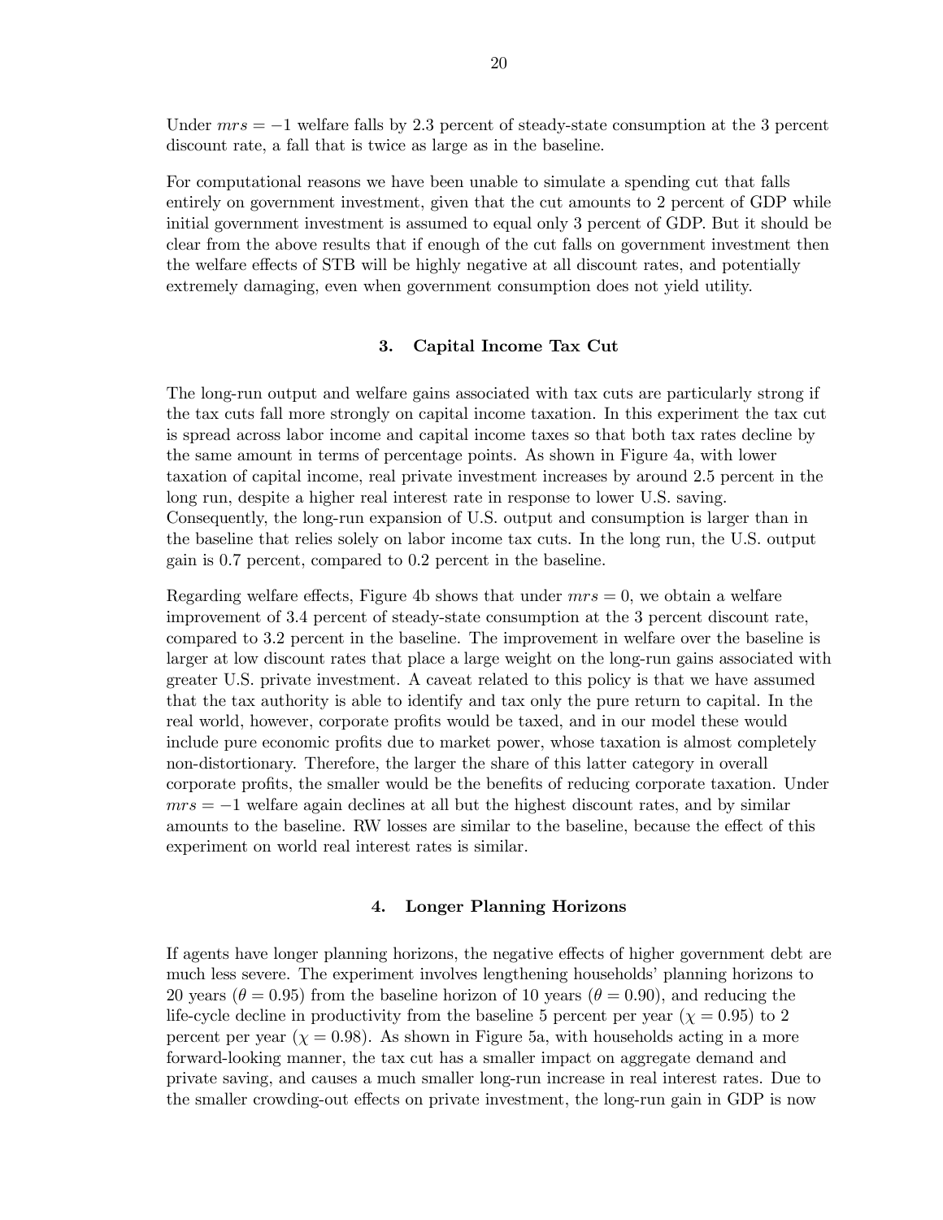Under $mrs = -1$ welfare falls by 2.3 percent of steady-state consumption at the 3 percent discount rate, a fall that is twice as large as in the baseline.

For computational reasons we have been unable to simulate a spending cut that falls entirely on government investment, given that the cut amounts to 2 percent of GDP while initial government investment is assumed to equal only 3 percent of GDP. But it should be clear from the above results that if enough of the cut falls on government investment then the welfare effects of STB will be highly negative at all discount rates, and potentially extremely damaging, even when government consumption does not yield utility.

### 3. Capital Income Tax Cut

The long-run output and welfare gains associated with tax cuts are particularly strong if the tax cuts fall more strongly on capital income taxation. In this experiment the tax cut is spread across labor income and capital income taxes so that both tax rates decline by the same amount in terms of percentage points. As shown in Figure 4a, with lower taxation of capital income, real private investment increases by around 2.5 percent in the long run, despite a higher real interest rate in response to lower U.S. saving. Consequently, the long-run expansion of U.S. output and consumption is larger than in the baseline that relies solely on labor income tax cuts. In the long run, the U.S. output gain is 0.7 percent, compared to 0.2 percent in the baseline.

Regarding welfare effects, Figure 4b shows that under $mrs = 0$, we obtain a welfare improvement of 3.4 percent of steady-state consumption at the 3 percent discount rate, compared to 3.2 percent in the baseline. The improvement in welfare over the baseline is larger at low discount rates that place a large weight on the long-run gains associated with greater U.S. private investment. A caveat related to this policy is that we have assumed that the tax authority is able to identify and tax only the pure return to capital. In the real world, however, corporate profits would be taxed, and in our model these would include pure economic profits due to market power, whose taxation is almost completely non-distortionary. Therefore, the larger the share of this latter category in overall corporate profits, the smaller would be the benefits of reducing corporate taxation. Under $mrs = -1$ welfare again declines at all but the highest discount rates, and by similar amounts to the baseline. RW losses are similar to the baseline, because the effect of this experiment on world real interest rates is similar.

### 4. Longer Planning Horizons

If agents have longer planning horizons, the negative effects of higher government debt are much less severe. The experiment involves lengthening households' planning horizons to 20 years ($\theta = 0.95$) from the baseline horizon of 10 years ($\theta = 0.90$), and reducing the life-cycle decline in productivity from the baseline 5 percent per year ($\chi = 0.95$) to 2 percent per year ($\chi = 0.98$). As shown in Figure 5a, with households acting in a more forward-looking manner, the tax cut has a smaller impact on aggregate demand and private saving, and causes a much smaller long-run increase in real interest rates. Due to the smaller crowding-out effects on private investment, the long-run gain in GDP is now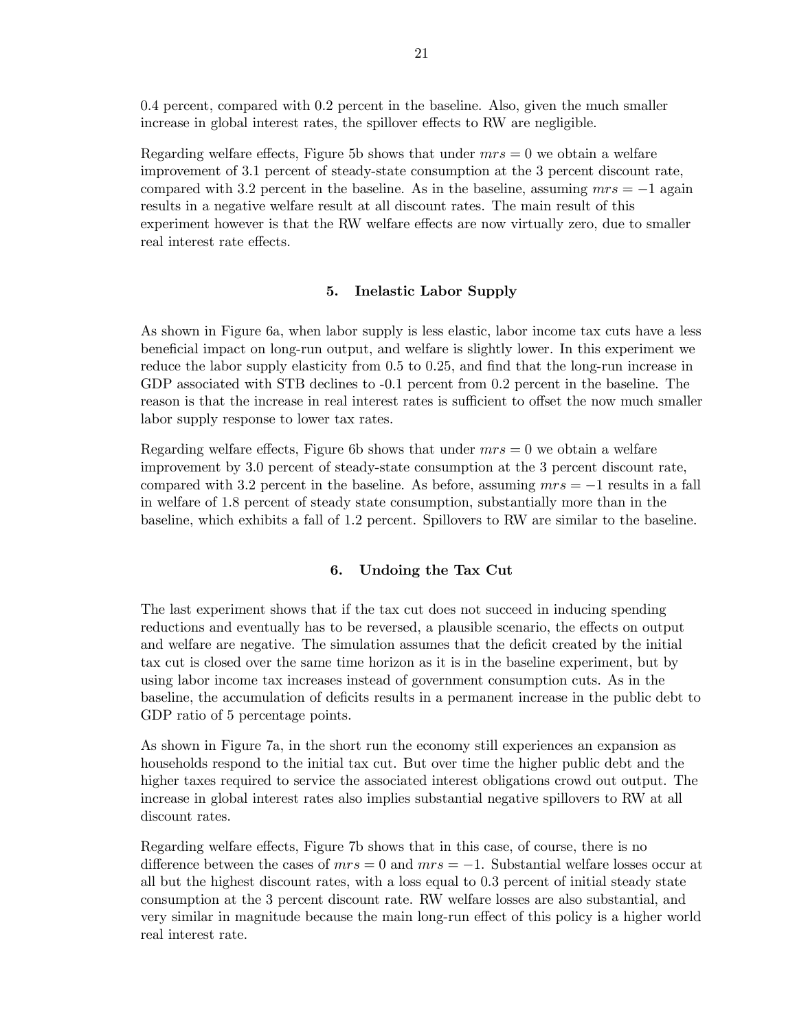0.4 percent, compared with 0.2 percent in the baseline. Also, given the much smaller increase in global interest rates, the spillover effects to RW are negligible.

Regarding welfare effects, Figure 5b shows that under $mrs = 0$ we obtain a welfare improvement of 3.1 percent of steady-state consumption at the 3 percent discount rate, compared with 3.2 percent in the baseline. As in the baseline, assuming $mrs = -1$ again results in a negative welfare result at all discount rates. The main result of this experiment however is that the RW welfare effects are now virtually zero, due to smaller real interest rate effects.

### 5. Inelastic Labor Supply

As shown in Figure 6a, when labor supply is less elastic, labor income tax cuts have a less beneficial impact on long-run output, and welfare is slightly lower. In this experiment we reduce the labor supply elasticity from 0.5 to 0.25, and find that the long-run increase in GDP associated with STB declines to -0.1 percent from 0.2 percent in the baseline. The reason is that the increase in real interest rates is sufficient to offset the now much smaller labor supply response to lower tax rates.

Regarding welfare effects, Figure 6b shows that under $mrs = 0$ we obtain a welfare improvement by 3.0 percent of steady-state consumption at the 3 percent discount rate, compared with 3.2 percent in the baseline. As before, assuming $mrs = -1$ results in a fall in welfare of 1.8 percent of steady state consumption, substantially more than in the baseline, which exhibits a fall of 1.2 percent. Spillovers to RW are similar to the baseline.

### 6. Undoing the Tax Cut

The last experiment shows that if the tax cut does not succeed in inducing spending reductions and eventually has to be reversed, a plausible scenario, the effects on output and welfare are negative. The simulation assumes that the deficit created by the initial tax cut is closed over the same time horizon as it is in the baseline experiment, but by using labor income tax increases instead of government consumption cuts. As in the baseline, the accumulation of deficits results in a permanent increase in the public debt to GDP ratio of 5 percentage points.

As shown in Figure 7a, in the short run the economy still experiences an expansion as households respond to the initial tax cut. But over time the higher public debt and the higher taxes required to service the associated interest obligations crowd out output. The increase in global interest rates also implies substantial negative spillovers to RW at all discount rates.

Regarding welfare effects, Figure 7b shows that in this case, of course, there is no difference between the cases of $mrs = 0$ and $mrs = -1$. Substantial welfare losses occur at all but the highest discount rates, with a loss equal to 0.3 percent of initial steady state consumption at the 3 percent discount rate. RW welfare losses are also substantial, and very similar in magnitude because the main long-run effect of this policy is a higher world real interest rate.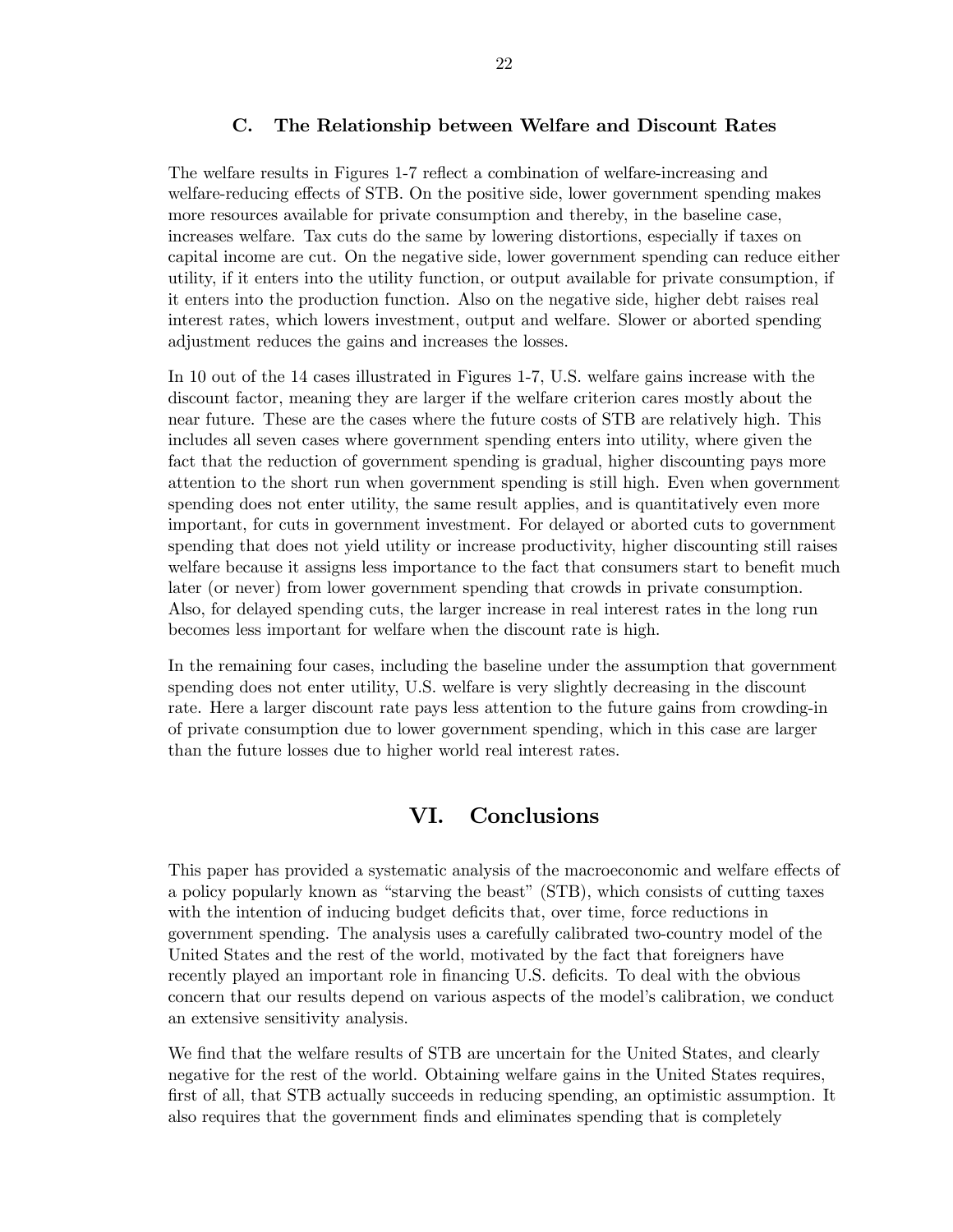### C. The Relationship between Welfare and Discount Rates

The welfare results in Figures 1-7 reflect a combination of welfare-increasing and welfare-reducing effects of STB. On the positive side, lower government spending makes more resources available for private consumption and thereby, in the baseline case, increases welfare. Tax cuts do the same by lowering distortions, especially if taxes on capital income are cut. On the negative side, lower government spending can reduce either utility, if it enters into the utility function, or output available for private consumption, if it enters into the production function. Also on the negative side, higher debt raises real interest rates, which lowers investment, output and welfare. Slower or aborted spending adjustment reduces the gains and increases the losses.

In 10 out of the 14 cases illustrated in Figures 1-7, U.S. welfare gains increase with the discount factor, meaning they are larger if the welfare criterion cares mostly about the near future. These are the cases where the future costs of STB are relatively high. This includes all seven cases where government spending enters into utility, where given the fact that the reduction of government spending is gradual, higher discounting pays more attention to the short run when government spending is still high. Even when government spending does not enter utility, the same result applies, and is quantitatively even more important, for cuts in government investment. For delayed or aborted cuts to government spending that does not yield utility or increase productivity, higher discounting still raises welfare because it assigns less importance to the fact that consumers start to benefit much later (or never) from lower government spending that crowds in private consumption. Also, for delayed spending cuts, the larger increase in real interest rates in the long run becomes less important for welfare when the discount rate is high.

In the remaining four cases, including the baseline under the assumption that government spending does not enter utility, U.S. welfare is very slightly decreasing in the discount rate. Here a larger discount rate pays less attention to the future gains from crowding-in of private consumption due to lower government spending, which in this case are larger than the future losses due to higher world real interest rates.

# VI. Conclusions

This paper has provided a systematic analysis of the macroeconomic and welfare effects of a policy popularly known as "starving the beast" (STB), which consists of cutting taxes with the intention of inducing budget deficits that, over time, force reductions in government spending. The analysis uses a carefully calibrated two-country model of the United States and the rest of the world, motivated by the fact that foreigners have recently played an important role in financing U.S. deficits. To deal with the obvious concern that our results depend on various aspects of the model's calibration, we conduct an extensive sensitivity analysis.

We find that the welfare results of STB are uncertain for the United States, and clearly negative for the rest of the world. Obtaining welfare gains in the United States requires, first of all, that STB actually succeeds in reducing spending, an optimistic assumption. It also requires that the government finds and eliminates spending that is completely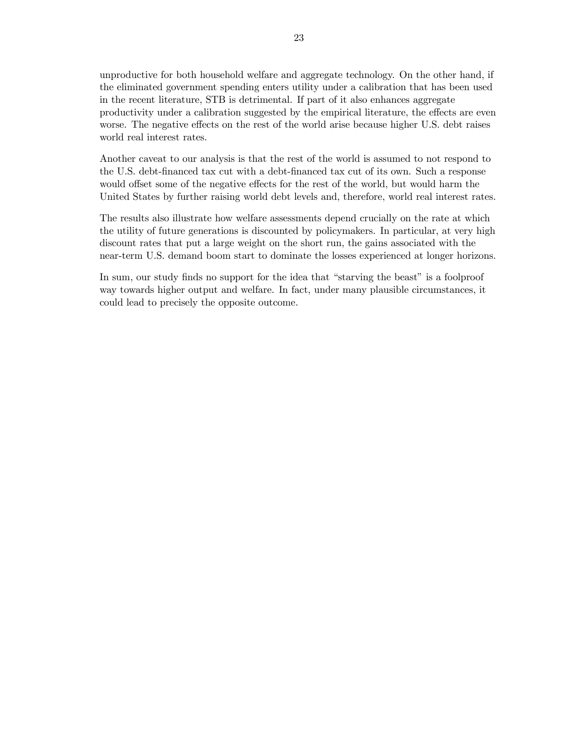unproductive for both household welfare and aggregate technology. On the other hand, if the eliminated government spending enters utility under a calibration that has been used in the recent literature, STB is detrimental. If part of it also enhances aggregate productivity under a calibration suggested by the empirical literature, the effects are even worse. The negative effects on the rest of the world arise because higher U.S. debt raises world real interest rates.

Another caveat to our analysis is that the rest of the world is assumed to not respond to the U.S. debt-financed tax cut with a debt-financed tax cut of its own. Such a response would offset some of the negative effects for the rest of the world, but would harm the United States by further raising world debt levels and, therefore, world real interest rates.

The results also illustrate how welfare assessments depend crucially on the rate at which the utility of future generations is discounted by policymakers. In particular, at very high discount rates that put a large weight on the short run, the gains associated with the near-term U.S. demand boom start to dominate the losses experienced at longer horizons.

In sum, our study finds no support for the idea that "starving the beast" is a foolproof way towards higher output and welfare. In fact, under many plausible circumstances, it could lead to precisely the opposite outcome.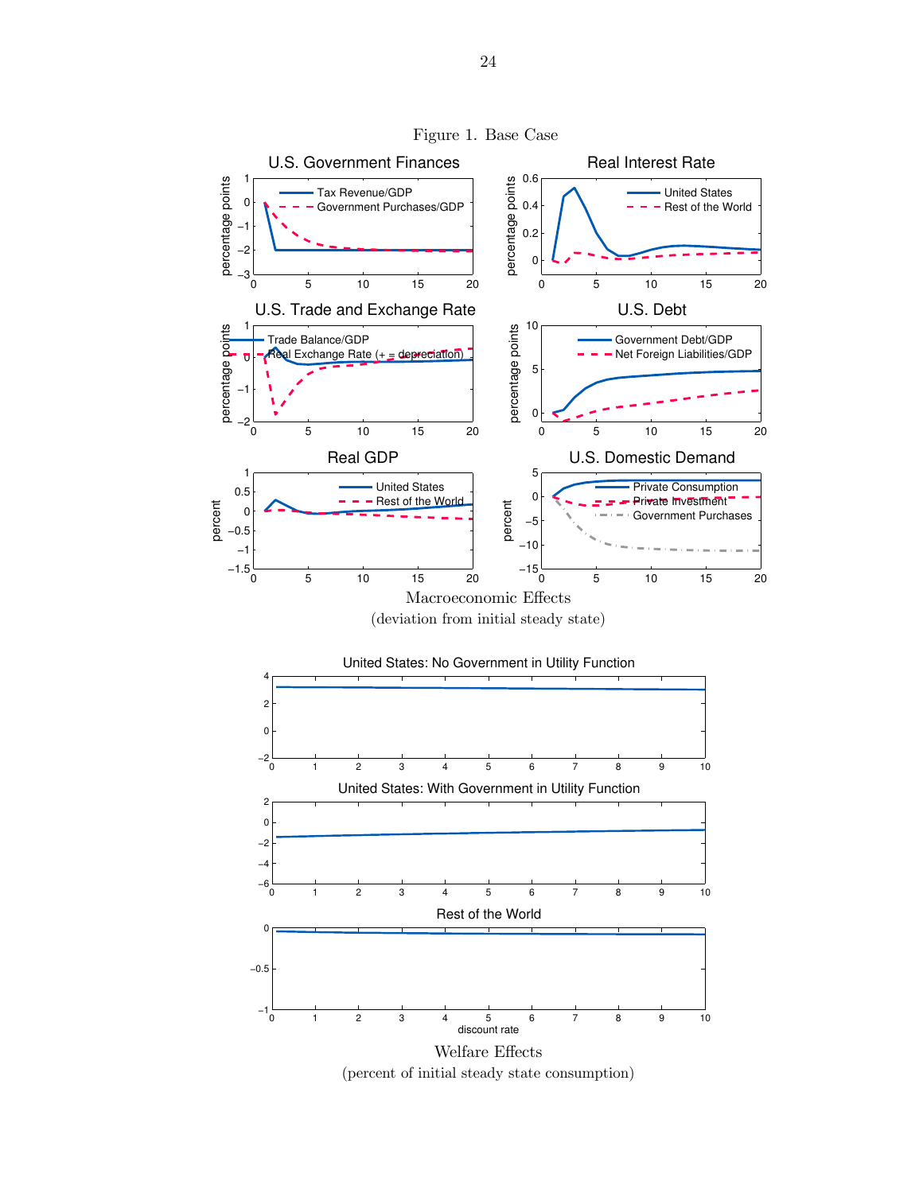Figure 1. Base Case

Macroeconomic Effects

(deviation from initial steady state)

Welfare Effects

(percent of initial steady state consumption)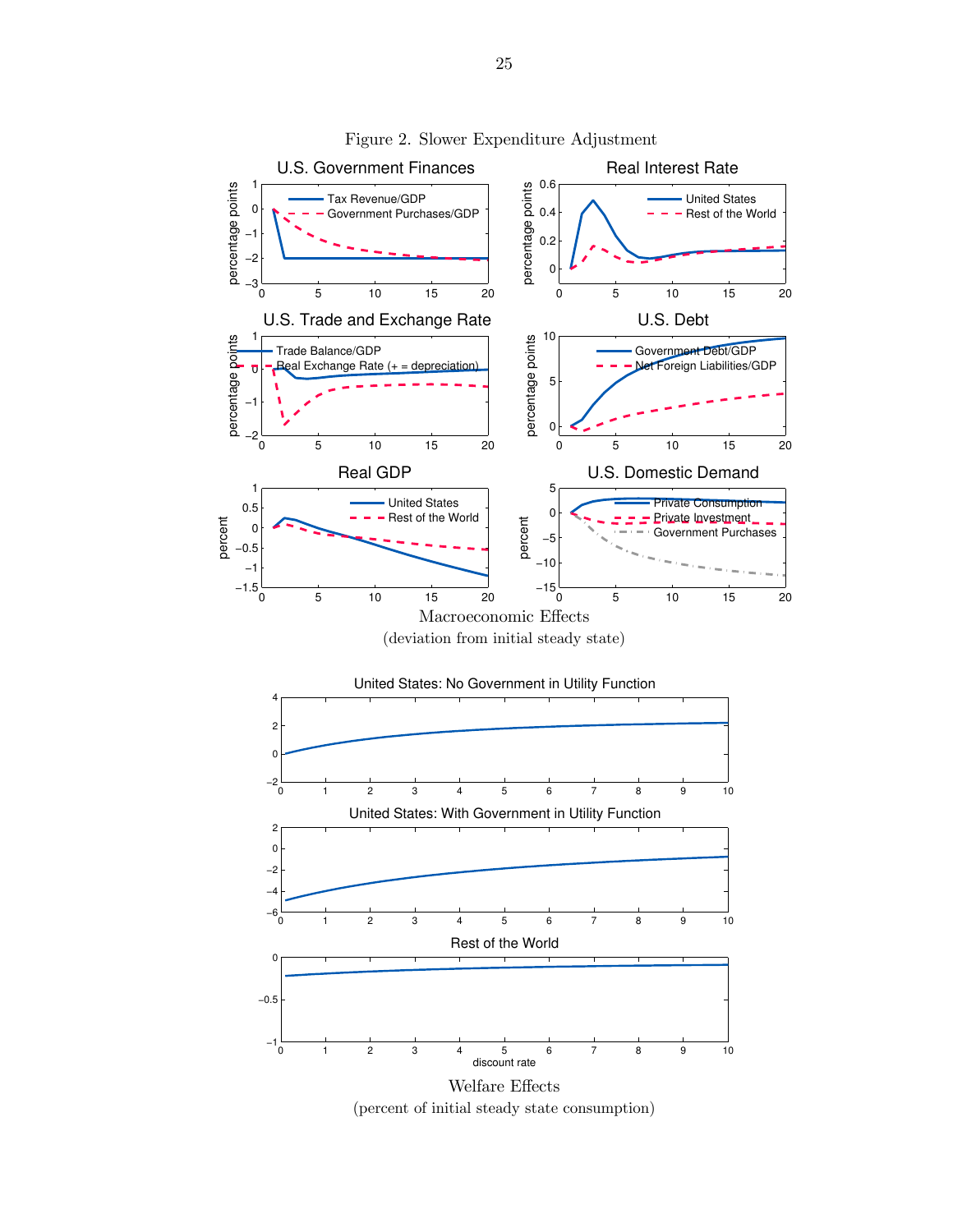Figure 2. Slower Expenditure Adjustment

Macroeconomic Effects

(deviation from initial steady state)

Welfare Effects

(percent of initial steady state consumption)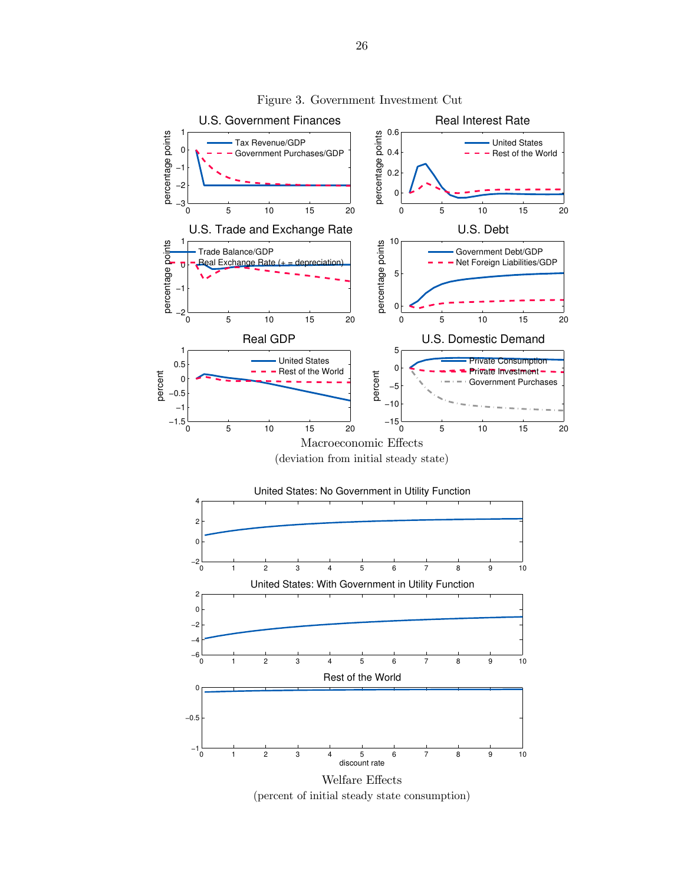Figure 3. Government Investment Cut

Macroeconomic Effects

(deviation from initial steady state)

Welfare Effects

(percent of initial steady state consumption)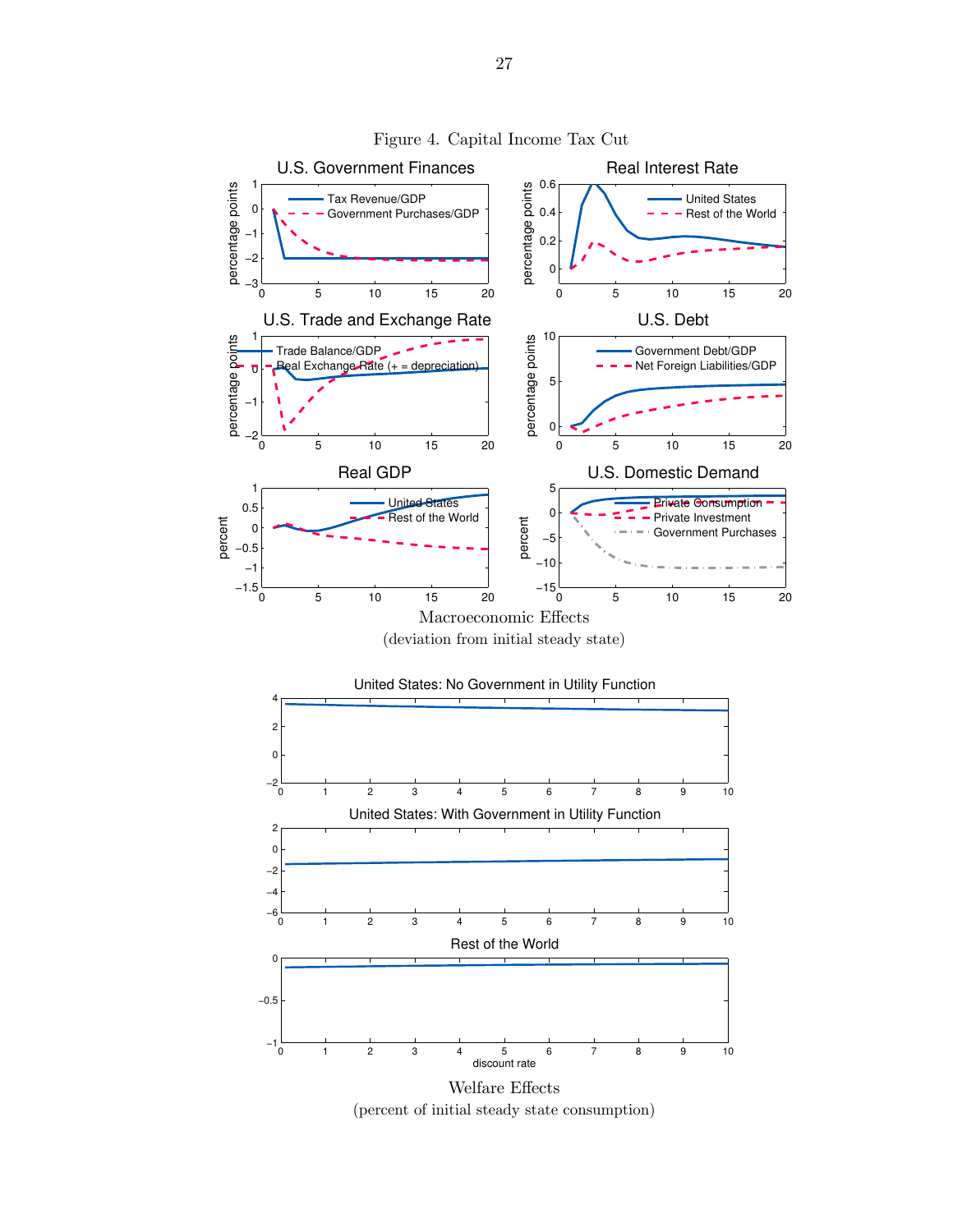Figure 4. Capital Income Tax Cut

U.S. Government Finances

Real Interest Rate

U.S. Trade and Exchange Rate

U.S. Debt

Real GDP

U.S. Domestic Demand

Macroeconomic Effects
(deviation from initial steady state)

United States: No Government in Utility Function

United States: With Government in Utility Function

Rest of the World

Welfare Effects
(percent of initial steady state consumption)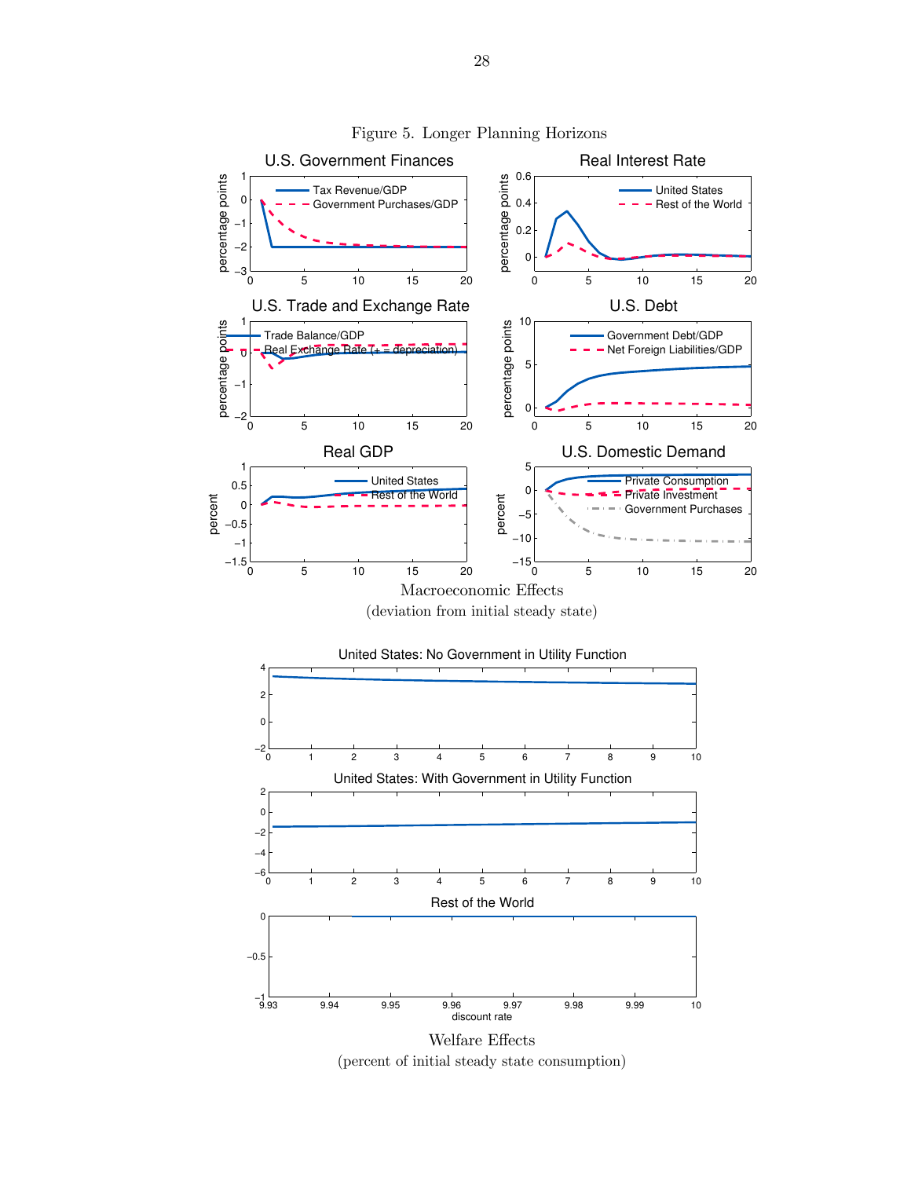Figure 5. Longer Planning Horizons

Macroeconomic Effects

(deviation from initial steady state)

Welfare Effects

(percent of initial steady state consumption)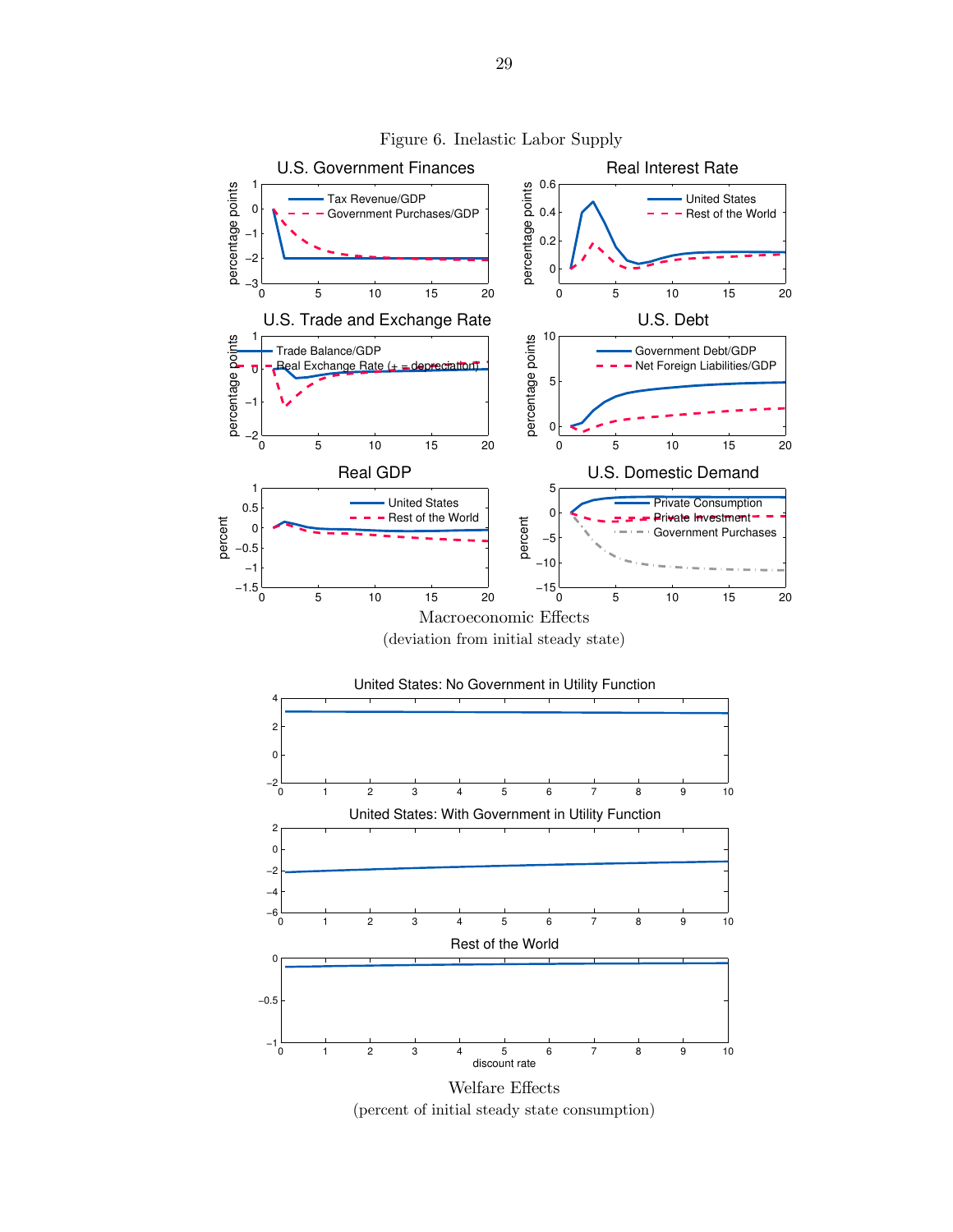Figure 6. Inelastic Labor Supply

Macroeconomic Effects

(deviation from initial steady state)

Welfare Effects

(percent of initial steady state consumption)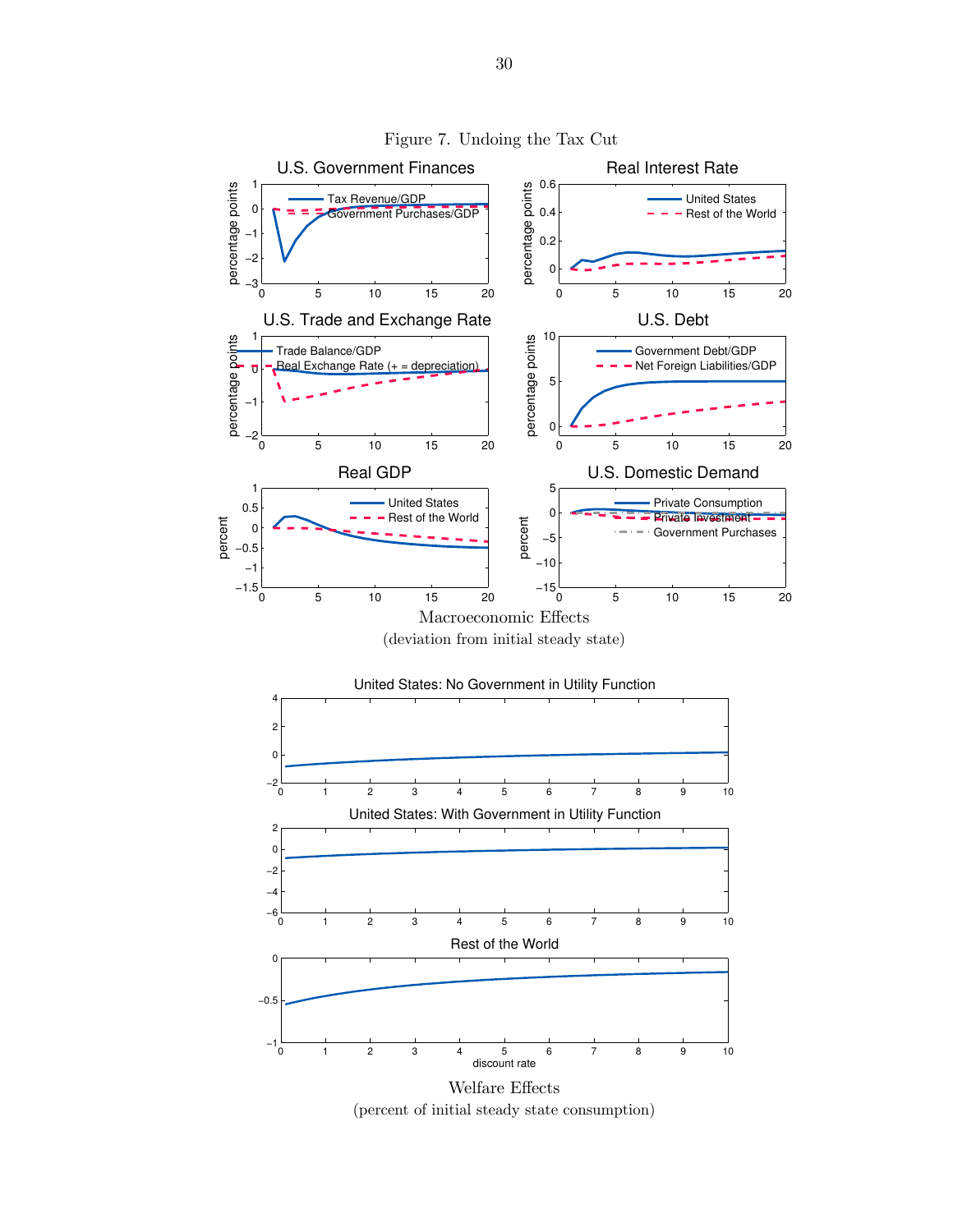Figure 7. Undoing the Tax Cut

Macroeconomic Effects
(deviation from initial steady state)

Welfare Effects
(percent of initial steady state consumption)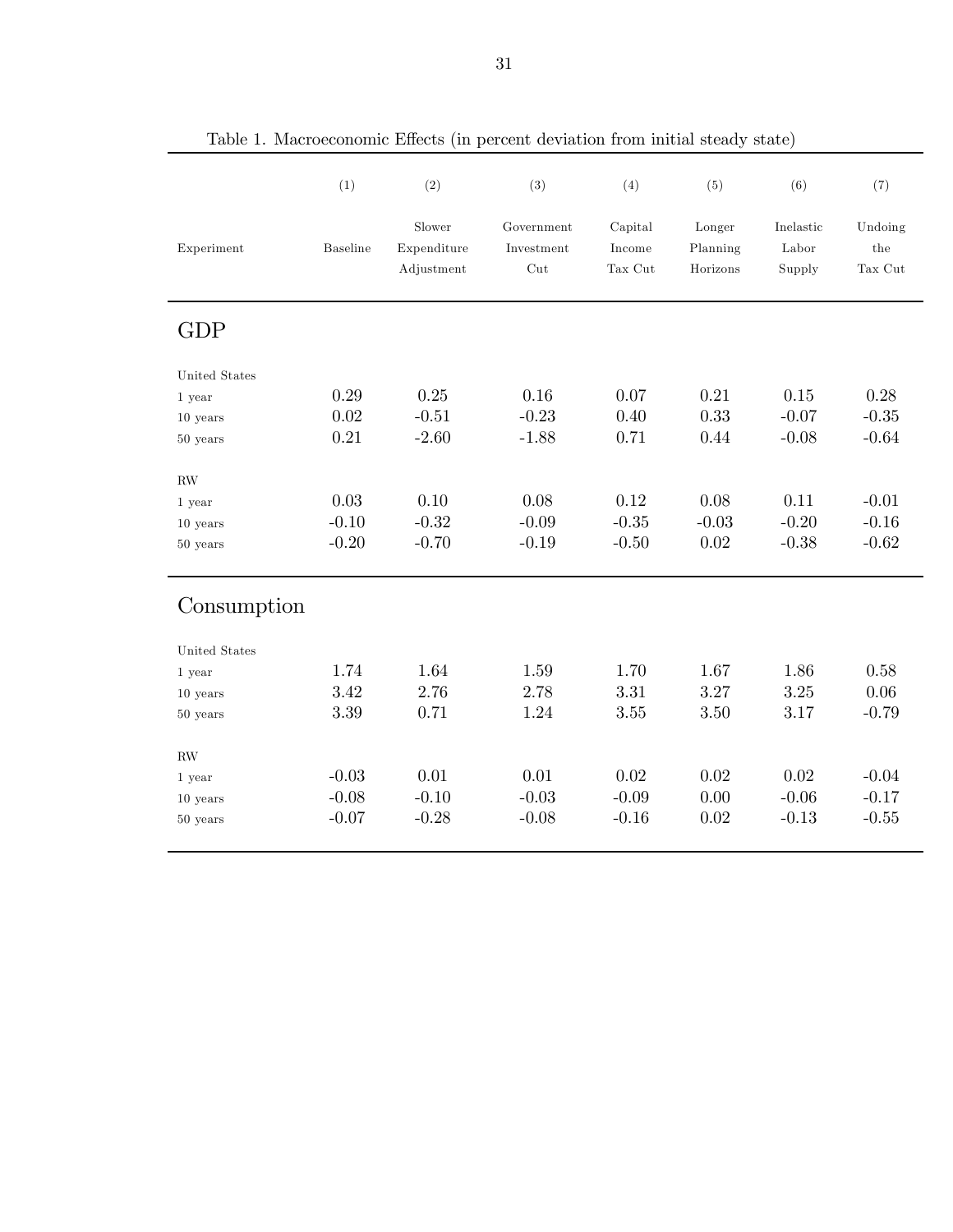Table 1. Macroeconomic Effects (in percent deviation from initial steady state)

| | (1) | (2) | (3) | (4) | (5) | (6) | (7) |
|---|---|---|---|---|---|---|---|
| Experiment | Baseline | Slower Expenditure Adjustment | Government Investment Cut | Capital Income Tax Cut | Longer Planning Horizons | Inelastic Labor Supply | Undoing the Tax Cut |
| **GDP** | | | | | | | |
| United States | | | | | | | |
| 1 year | 0.29 | 0.25 | 0.16 | 0.07 | 0.21 | 0.15 | 0.28 |
| 10 years | 0.02 | -0.51 | -0.23 | 0.40 | 0.33 | -0.07 | -0.35 |
| 50 years | 0.21 | -2.60 | -1.88 | 0.71 | 0.44 | -0.08 | -0.64 |
| RW | | | | | | | |
| 1 year | 0.03 | 0.10 | 0.08 | 0.12 | 0.08 | 0.11 | -0.01 |
| 10 years | -0.10 | -0.32 | -0.09 | -0.35 | -0.03 | -0.20 | -0.16 |
| 50 years | -0.20 | -0.70 | -0.19 | -0.50 | 0.02 | -0.38 | -0.62 |
| **Consumption** | | | | | | | |
| United States | | | | | | | |
| 1 year | 1.74 | 1.64 | 1.59 | 1.70 | 1.67 | 1.86 | 0.58 |
| 10 years | 3.42 | 2.76 | 2.78 | 3.31 | 3.27 | 3.25 | 0.06 |
| 50 years | 3.39 | 0.71 | 1.24 | 3.55 | 3.50 | 3.17 | -0.79 |
| RW | | | | | | | |
| 1 year | -0.03 | 0.01 | 0.01 | 0.02 | 0.02 | 0.02 | -0.04 |
| 10 years | -0.08 | -0.10 | -0.03 | -0.09 | 0.00 | -0.06 | -0.17 |
| 50 years | -0.07 | -0.28 | -0.08 | -0.16 | 0.02 | -0.13 | -0.55 |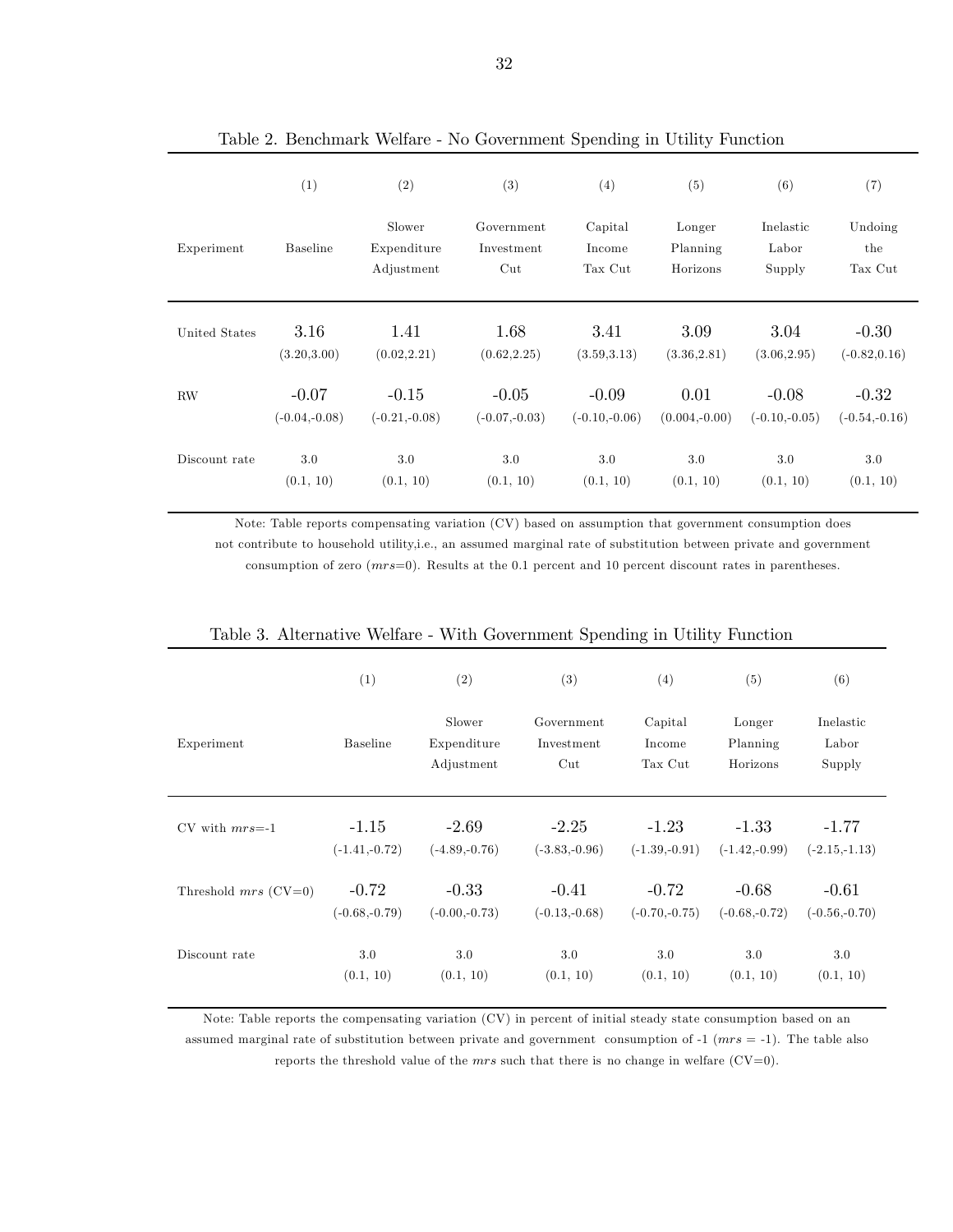Table 2. Benchmark Welfare - No Government Spending in Utility Function

| Experiment | (1) Baseline | (2) Slower Expenditure Adjustment | (3) Government Investment Cut | (4) Capital Income Tax Cut | (5) Longer Planning Horizons | (6) Inelastic Labor Supply | (7) Undoing the Tax Cut |
|---|---|---|---|---|---|---|---|
| United States | 3.16 (3.20,3.00) | 1.41 (0.02,2.21) | 1.68 (0.62,2.25) | 3.41 (3.59,3.13) | 3.09 (3.36,2.81) | 3.04 (3.06,2.95) | -0.30 (-0.82,0.16) |
| RW | -0.07 (-0.04,-0.08) | -0.15 (-0.21,-0.08) | -0.05 (-0.07,-0.03) | -0.09 (-0.10,-0.06) | 0.01 (0.004,-0.00) | -0.08 (-0.10,-0.05) | -0.32 (-0.54,-0.16) |
| Discount rate | 3.0 (0.1, 10) | 3.0 (0.1, 10) | 3.0 (0.1, 10) | 3.0 (0.1, 10) | 3.0 (0.1, 10) | 3.0 (0.1, 10) | 3.0 (0.1, 10) |

Note: Table reports compensating variation (CV) based on assumption that government consumption does not contribute to household utility,i.e., an assumed marginal rate of substitution between private and government consumption of zero (*mrs*=0). Results at the 0.1 percent and 10 percent discount rates in parentheses.

Table 3. Alternative Welfare - With Government Spending in Utility Function

| Experiment | (1) Baseline | (2) Slower Expenditure Adjustment | (3) Government Investment Cut | (4) Capital Income Tax Cut | (5) Longer Planning Horizons | (6) Inelastic Labor Supply |
|---|---|---|---|---|---|---|
| CV with *mrs*=-1 | -1.15 (-1.41,-0.72) | -2.69 (-4.89,-0.76) | -2.25 (-3.83,-0.96) | -1.23 (-1.39,-0.91) | -1.33 (-1.42,-0.99) | -1.77 (-2.15,-1.13) |
| Threshold *mrs* (CV=0) | -0.72 (-0.68,-0.79) | -0.33 (-0.00,-0.73) | -0.41 (-0.13,-0.68) | -0.72 (-0.70,-0.75) | -0.68 (-0.68,-0.72) | -0.61 (-0.56,-0.70) |
| Discount rate | 3.0 (0.1, 10) | 3.0 (0.1, 10) | 3.0 (0.1, 10) | 3.0 (0.1, 10) | 3.0 (0.1, 10) | 3.0 (0.1, 10) |

Note: Table reports the compensating variation (CV) in percent of initial steady state consumption based on an assumed marginal rate of substitution between private and government consumption of -1 (*mrs* = -1). The table also reports the threshold value of the *mrs* such that there is no change in welfare (CV=0).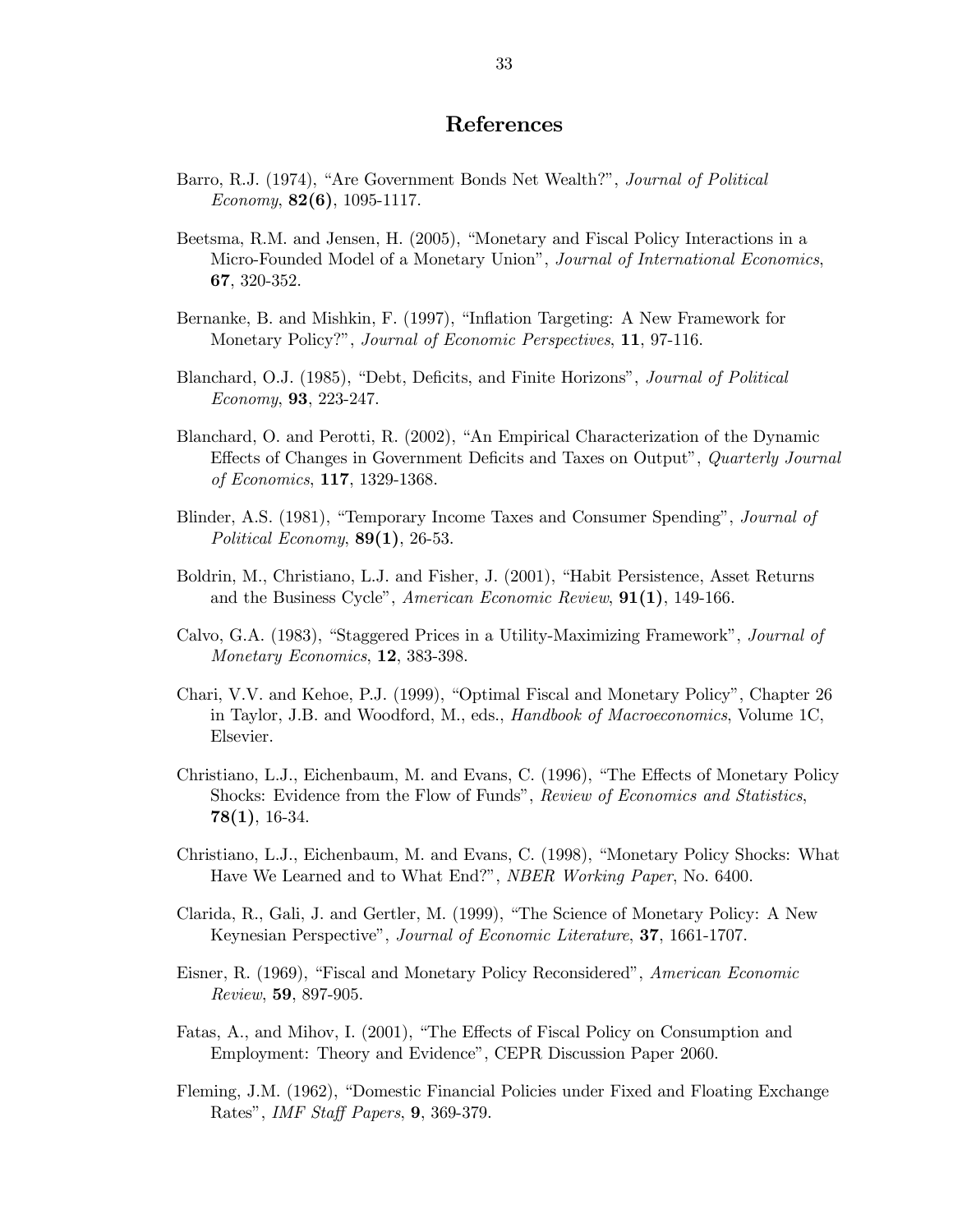# References

Barro, R.J. (1974), "Are Government Bonds Net Wealth?", *Journal of Political Economy*, **82(6)**, 1095-1117.

Beetsma, R.M. and Jensen, H. (2005), "Monetary and Fiscal Policy Interactions in a Micro-Founded Model of a Monetary Union", *Journal of International Economics*, **67**, 320-352.

Bernanke, B. and Mishkin, F. (1997), "Inflation Targeting: A New Framework for Monetary Policy?", *Journal of Economic Perspectives*, **11**, 97-116.

Blanchard, O.J. (1985), "Debt, Deficits, and Finite Horizons", *Journal of Political Economy*, **93**, 223-247.

Blanchard, O. and Perotti, R. (2002), "An Empirical Characterization of the Dynamic Effects of Changes in Government Deficits and Taxes on Output", *Quarterly Journal of Economics*, **117**, 1329-1368.

Blinder, A.S. (1981), "Temporary Income Taxes and Consumer Spending", *Journal of Political Economy*, **89(1)**, 26-53.

Boldrin, M., Christiano, L.J. and Fisher, J. (2001), "Habit Persistence, Asset Returns and the Business Cycle", *American Economic Review*, **91(1)**, 149-166.

Calvo, G.A. (1983), "Staggered Prices in a Utility-Maximizing Framework", *Journal of Monetary Economics*, **12**, 383-398.

Chari, V.V. and Kehoe, P.J. (1999), "Optimal Fiscal and Monetary Policy", Chapter 26 in Taylor, J.B. and Woodford, M., eds., *Handbook of Macroeconomics*, Volume 1C, Elsevier.

Christiano, L.J., Eichenbaum, M. and Evans, C. (1996), "The Effects of Monetary Policy Shocks: Evidence from the Flow of Funds", *Review of Economics and Statistics*, **78(1)**, 16-34.

Christiano, L.J., Eichenbaum, M. and Evans, C. (1998), "Monetary Policy Shocks: What Have We Learned and to What End?", *NBER Working Paper*, No. 6400.

Clarida, R., Gali, J. and Gertler, M. (1999), "The Science of Monetary Policy: A New Keynesian Perspective", *Journal of Economic Literature*, **37**, 1661-1707.

Eisner, R. (1969), "Fiscal and Monetary Policy Reconsidered", *American Economic Review*, **59**, 897-905.

Fatas, A., and Mihov, I. (2001), "The Effects of Fiscal Policy on Consumption and Employment: Theory and Evidence", CEPR Discussion Paper 2060.

Fleming, J.M. (1962), "Domestic Financial Policies under Fixed and Floating Exchange Rates", *IMF Staff Papers*, **9**, 369-379.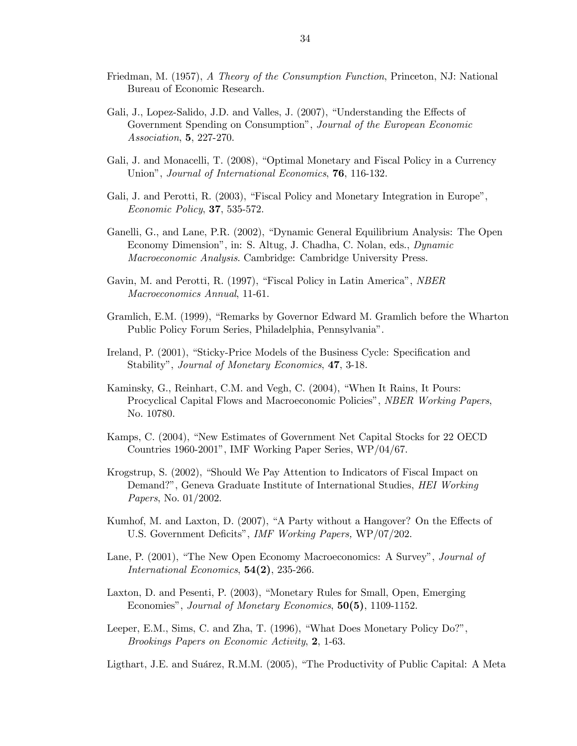Friedman, M. (1957), *A Theory of the Consumption Function*, Princeton, NJ: National Bureau of Economic Research.

Gali, J., Lopez-Salido, J.D. and Valles, J. (2007), "Understanding the Effects of Government Spending on Consumption", *Journal of the European Economic Association*, **5**, 227-270.

Gali, J. and Monacelli, T. (2008), "Optimal Monetary and Fiscal Policy in a Currency Union", *Journal of International Economics*, **76**, 116-132.

Gali, J. and Perotti, R. (2003), "Fiscal Policy and Monetary Integration in Europe", *Economic Policy*, **37**, 535-572.

Ganelli, G., and Lane, P.R. (2002), "Dynamic General Equilibrium Analysis: The Open Economy Dimension", in: S. Altug, J. Chadha, C. Nolan, eds., *Dynamic Macroeconomic Analysis*. Cambridge: Cambridge University Press.

Gavin, M. and Perotti, R. (1997), "Fiscal Policy in Latin America", *NBER Macroeconomics Annual*, 11-61.

Gramlich, E.M. (1999), "Remarks by Governor Edward M. Gramlich before the Wharton Public Policy Forum Series, Philadelphia, Pennsylvania".

Ireland, P. (2001), "Sticky-Price Models of the Business Cycle: Specification and Stability", *Journal of Monetary Economics*, **47**, 3-18.

Kaminsky, G., Reinhart, C.M. and Vegh, C. (2004), "When It Rains, It Pours: Procyclical Capital Flows and Macroeconomic Policies", *NBER Working Papers*, No. 10780.

Kamps, C. (2004), "New Estimates of Government Net Capital Stocks for 22 OECD Countries 1960-2001", IMF Working Paper Series, WP/04/67.

Krogstrup, S. (2002), "Should We Pay Attention to Indicators of Fiscal Impact on Demand?", Geneva Graduate Institute of International Studies, *HEI Working Papers*, No. 01/2002.

Kumhof, M. and Laxton, D. (2007), "A Party without a Hangover? On the Effects of U.S. Government Deficits", *IMF Working Papers,* WP/07/202.

Lane, P. (2001), "The New Open Economy Macroeconomics: A Survey", *Journal of International Economics*, **54(2)**, 235-266.

Laxton, D. and Pesenti, P. (2003), "Monetary Rules for Small, Open, Emerging Economies", *Journal of Monetary Economics*, **50(5)**, 1109-1152.

Leeper, E.M., Sims, C. and Zha, T. (1996), "What Does Monetary Policy Do?", *Brookings Papers on Economic Activity*, **2**, 1-63.

Ligthart, J.E. and Suárez, R.M.M. (2005), "The Productivity of Public Capital: A Meta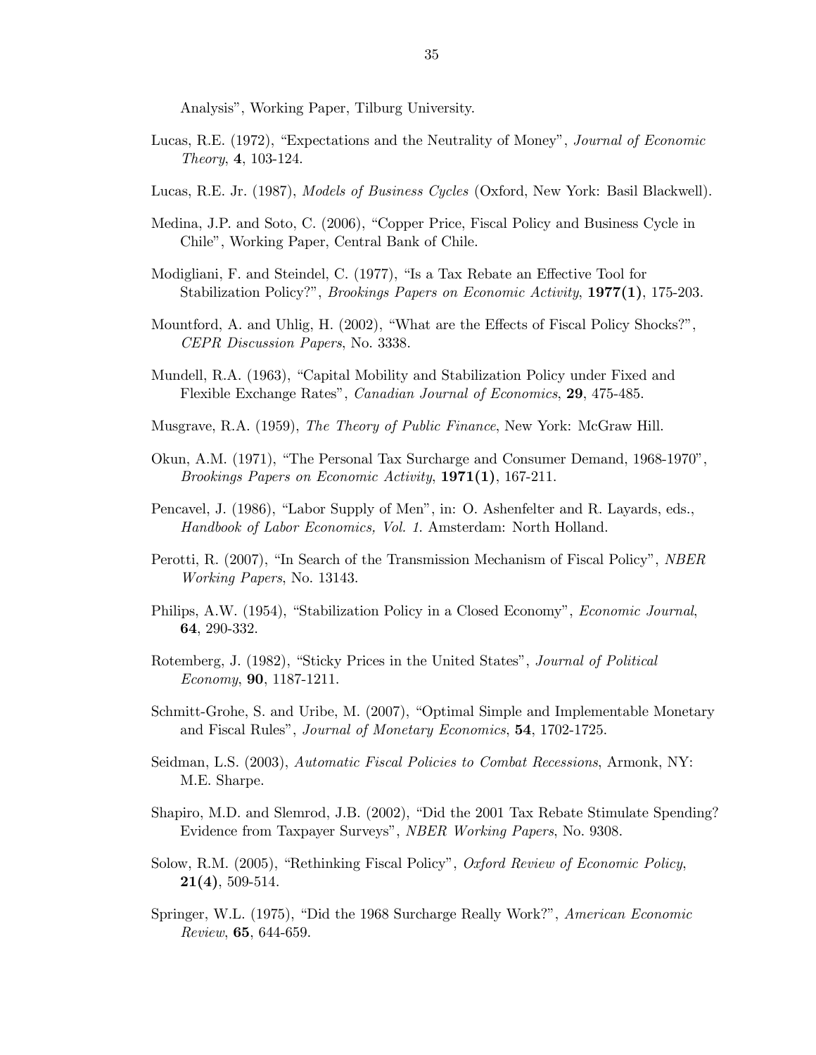Analysis", Working Paper, Tilburg University.

Lucas, R.E. (1972), "Expectations and the Neutrality of Money", *Journal of Economic Theory*, **4**, 103-124.

Lucas, R.E. Jr. (1987), *Models of Business Cycles* (Oxford, New York: Basil Blackwell).

Medina, J.P. and Soto, C. (2006), "Copper Price, Fiscal Policy and Business Cycle in Chile", Working Paper, Central Bank of Chile.

Modigliani, F. and Steindel, C. (1977), "Is a Tax Rebate an Effective Tool for Stabilization Policy?", *Brookings Papers on Economic Activity*, **1977(1)**, 175-203.

Mountford, A. and Uhlig, H. (2002), "What are the Effects of Fiscal Policy Shocks?", *CEPR Discussion Papers*, No. 3338.

Mundell, R.A. (1963), "Capital Mobility and Stabilization Policy under Fixed and Flexible Exchange Rates", *Canadian Journal of Economics*, **29**, 475-485.

Musgrave, R.A. (1959), *The Theory of Public Finance*, New York: McGraw Hill.

Okun, A.M. (1971), "The Personal Tax Surcharge and Consumer Demand, 1968-1970", *Brookings Papers on Economic Activity*, **1971(1)**, 167-211.

Pencavel, J. (1986), "Labor Supply of Men", in: O. Ashenfelter and R. Layards, eds., *Handbook of Labor Economics, Vol. 1.* Amsterdam: North Holland.

Perotti, R. (2007), "In Search of the Transmission Mechanism of Fiscal Policy", *NBER Working Papers*, No. 13143.

Philips, A.W. (1954), "Stabilization Policy in a Closed Economy", *Economic Journal*, **64**, 290-332.

Rotemberg, J. (1982), "Sticky Prices in the United States", *Journal of Political Economy*, **90**, 1187-1211.

Schmitt-Grohe, S. and Uribe, M. (2007), "Optimal Simple and Implementable Monetary and Fiscal Rules", *Journal of Monetary Economics*, **54**, 1702-1725.

Seidman, L.S. (2003), *Automatic Fiscal Policies to Combat Recessions*, Armonk, NY: M.E. Sharpe.

Shapiro, M.D. and Slemrod, J.B. (2002), "Did the 2001 Tax Rebate Stimulate Spending? Evidence from Taxpayer Surveys", *NBER Working Papers*, No. 9308.

Solow, R.M. (2005), "Rethinking Fiscal Policy", *Oxford Review of Economic Policy*, **21(4)**, 509-514.

Springer, W.L. (1975), "Did the 1968 Surcharge Really Work?", *American Economic Review*, **65**, 644-659.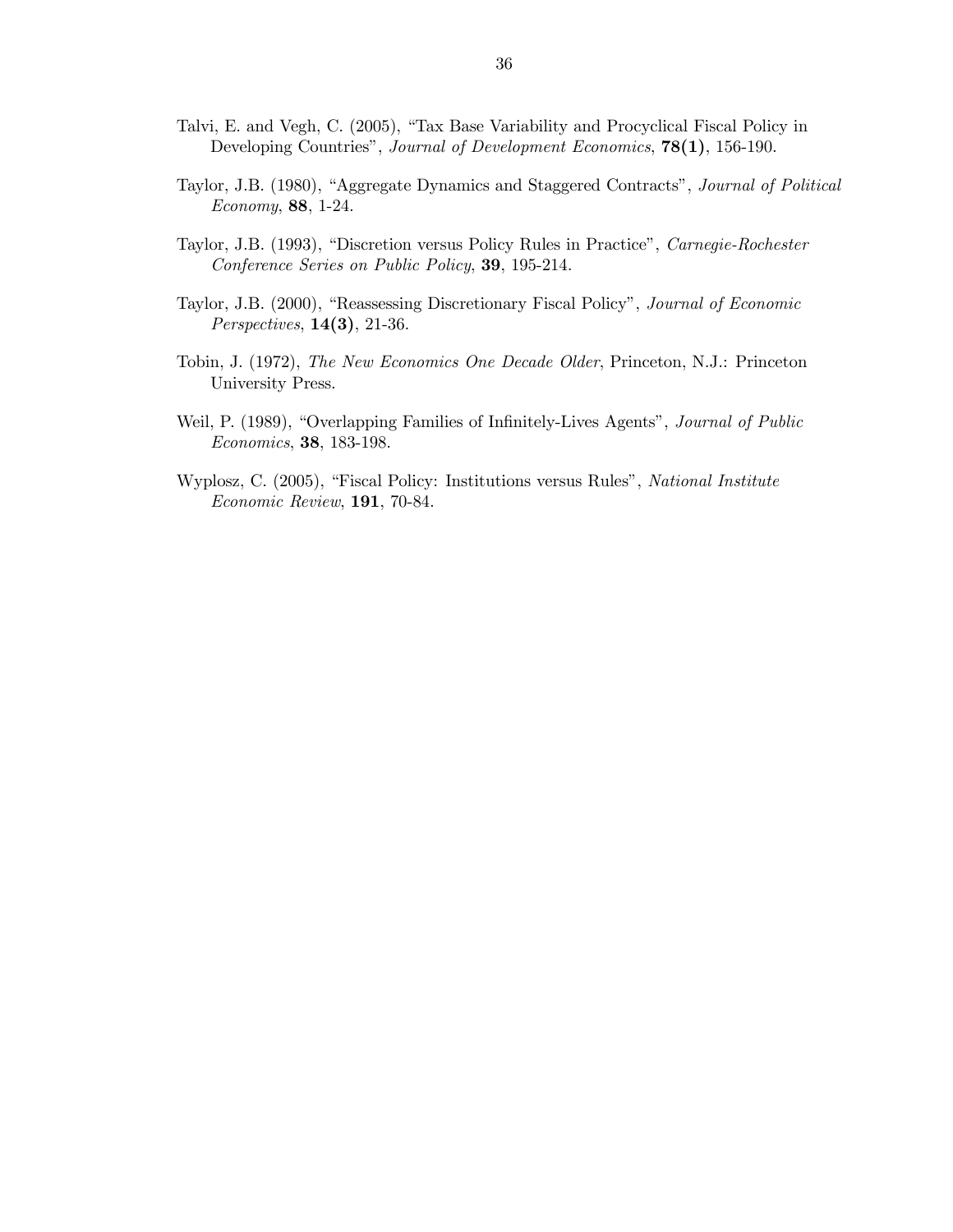Talvi, E. and Vegh, C. (2005), "Tax Base Variability and Procyclical Fiscal Policy in Developing Countries", *Journal of Development Economics*, **78(1)**, 156-190.

Taylor, J.B. (1980), "Aggregate Dynamics and Staggered Contracts", *Journal of Political Economy*, **88**, 1-24.

Taylor, J.B. (1993), "Discretion versus Policy Rules in Practice", *Carnegie-Rochester Conference Series on Public Policy*, **39**, 195-214.

Taylor, J.B. (2000), "Reassessing Discretionary Fiscal Policy", *Journal of Economic Perspectives*, **14(3)**, 21-36.

Tobin, J. (1972), *The New Economics One Decade Older*, Princeton, N.J.: Princeton University Press.

Weil, P. (1989), "Overlapping Families of Infinitely-Lives Agents", *Journal of Public Economics*, **38**, 183-198.

Wyplosz, C. (2005), "Fiscal Policy: Institutions versus Rules", *National Institute Economic Review*, **191**, 70-84.